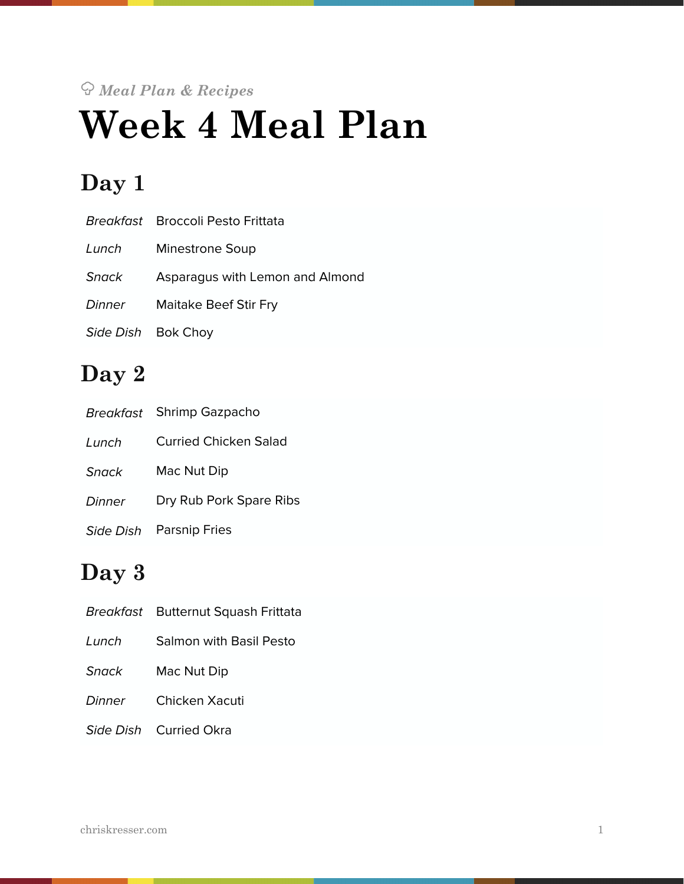*Meal Plan & Recipes*

# Week 4 Meal Plan

## Day 1

| | |
|---|---|
| *Breakfast* | Broccoli Pesto Frittata |
| *Lunch* | Minestrone Soup |
| *Snack* | Asparagus with Lemon and Almond |
| *Dinner* | Maitake Beef Stir Fry |
| *Side Dish* | Bok Choy |

## Day 2

| | |
|---|---|
| *Breakfast* | Shrimp Gazpacho |
| *Lunch* | Curried Chicken Salad |
| *Snack* | Mac Nut Dip |
| *Dinner* | Dry Rub Pork Spare Ribs |
| *Side Dish* | Parsnip Fries |

## Day 3

| | |
|---|---|
| *Breakfast* | Butternut Squash Frittata |
| *Lunch* | Salmon with Basil Pesto |
| *Snack* | Mac Nut Dip |
| *Dinner* | Chicken Xacuti |
| *Side Dish* | Curried Okra |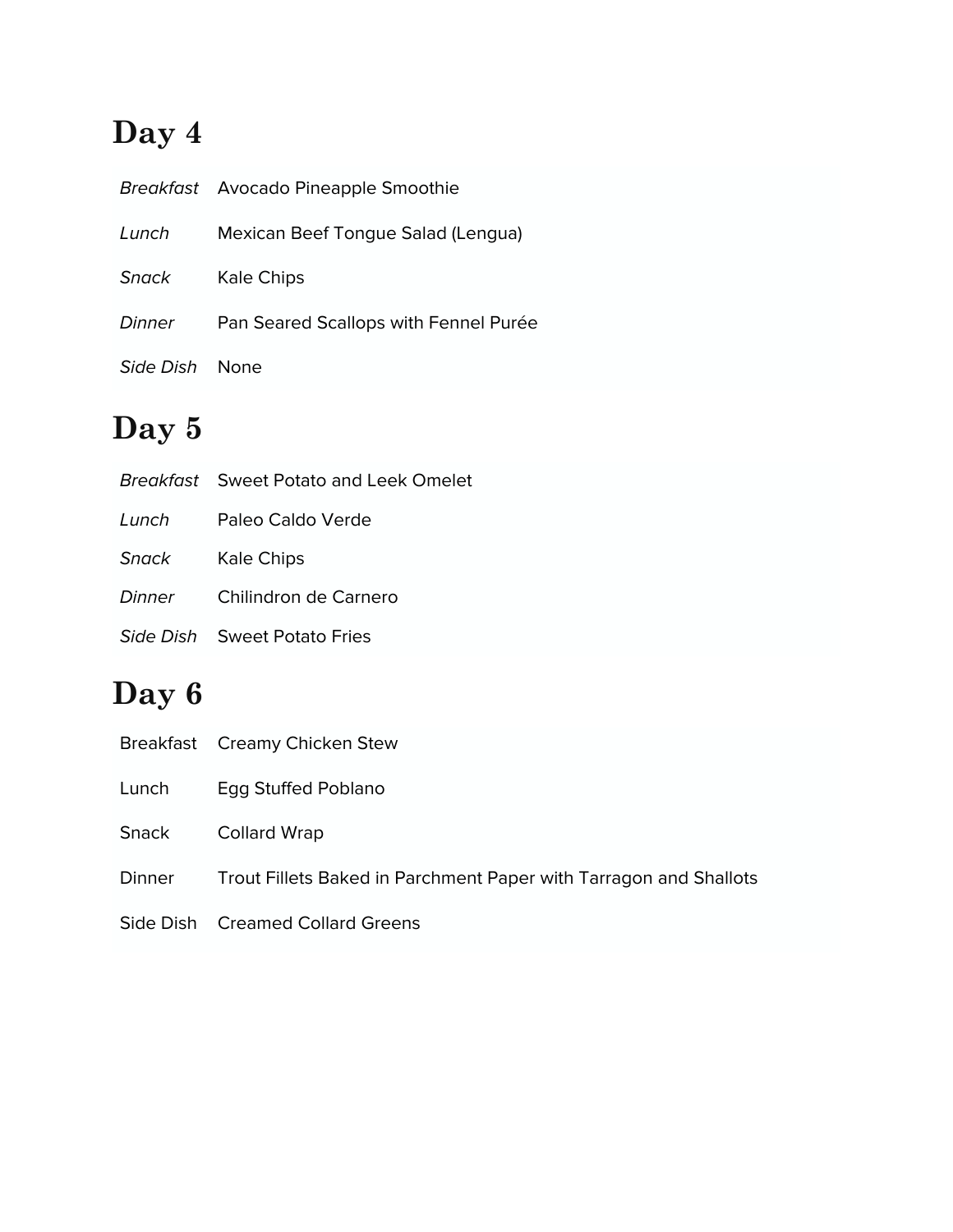# Day 4

| | |
|---|---|
| *Breakfast* | Avocado Pineapple Smoothie |
| *Lunch* | Mexican Beef Tongue Salad (Lengua) |
| *Snack* | Kale Chips |
| *Dinner* | Pan Seared Scallops with Fennel Purée |
| *Side Dish* | None |

# Day 5

| | |
|---|---|
| *Breakfast* | Sweet Potato and Leek Omelet |
| *Lunch* | Paleo Caldo Verde |
| *Snack* | Kale Chips |
| *Dinner* | Chilindron de Carnero |
| *Side Dish* | Sweet Potato Fries |

# Day 6

| | |
|---|---|
| Breakfast | Creamy Chicken Stew |
| Lunch | Egg Stuffed Poblano |
| Snack | Collard Wrap |
| Dinner | Trout Fillets Baked in Parchment Paper with Tarragon and Shallots |
| Side Dish | Creamed Collard Greens |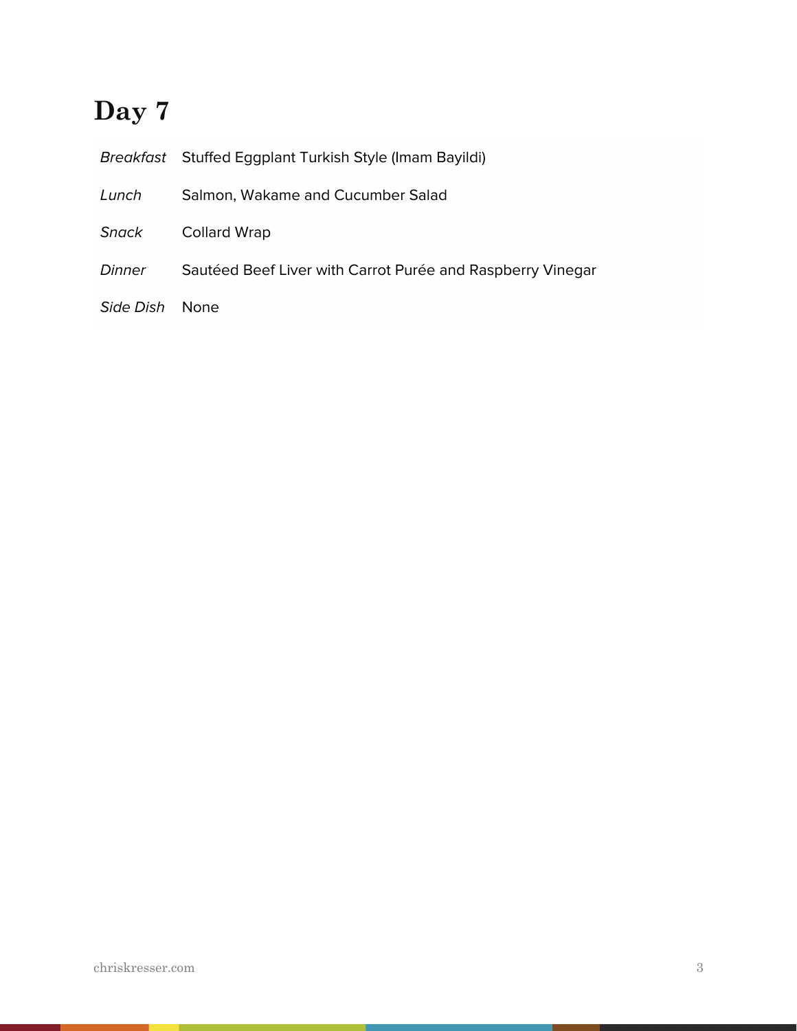# Day 7

| | |
|---|---|
| *Breakfast* | Stuffed Eggplant Turkish Style (Imam Bayildi) |
| *Lunch* | Salmon, Wakame and Cucumber Salad |
| *Snack* | Collard Wrap |
| *Dinner* | Sautéed Beef Liver with Carrot Purée and Raspberry Vinegar |
| *Side Dish* | None |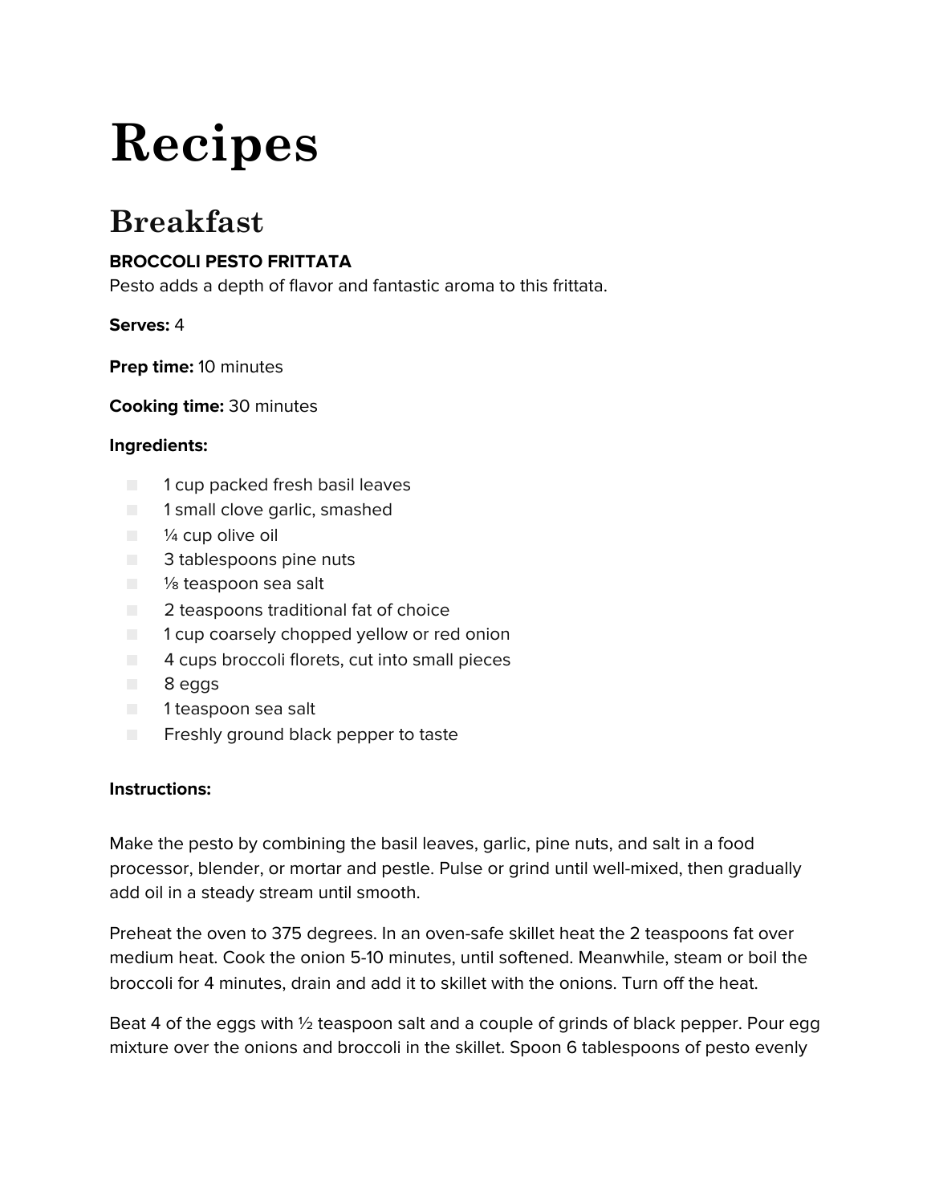# Recipes

## Breakfast

**BROCCOLI PESTO FRITTATA**
Pesto adds a depth of flavor and fantastic aroma to this frittata.

**Serves:** 4

**Prep time:** 10 minutes

**Cooking time:** 30 minutes

**Ingredients:**

- 1 cup packed fresh basil leaves
- 1 small clove garlic, smashed
- ¼ cup olive oil
- 3 tablespoons pine nuts
- ⅛ teaspoon sea salt
- 2 teaspoons traditional fat of choice
- 1 cup coarsely chopped yellow or red onion
- 4 cups broccoli florets, cut into small pieces
- 8 eggs
- 1 teaspoon sea salt
- Freshly ground black pepper to taste

**Instructions:**

Make the pesto by combining the basil leaves, garlic, pine nuts, and salt in a food processor, blender, or mortar and pestle. Pulse or grind until well-mixed, then gradually add oil in a steady stream until smooth.

Preheat the oven to 375 degrees. In an oven-safe skillet heat the 2 teaspoons fat over medium heat. Cook the onion 5-10 minutes, until softened. Meanwhile, steam or boil the broccoli for 4 minutes, drain and add it to skillet with the onions. Turn off the heat.

Beat 4 of the eggs with ½ teaspoon salt and a couple of grinds of black pepper. Pour egg mixture over the onions and broccoli in the skillet. Spoon 6 tablespoons of pesto evenly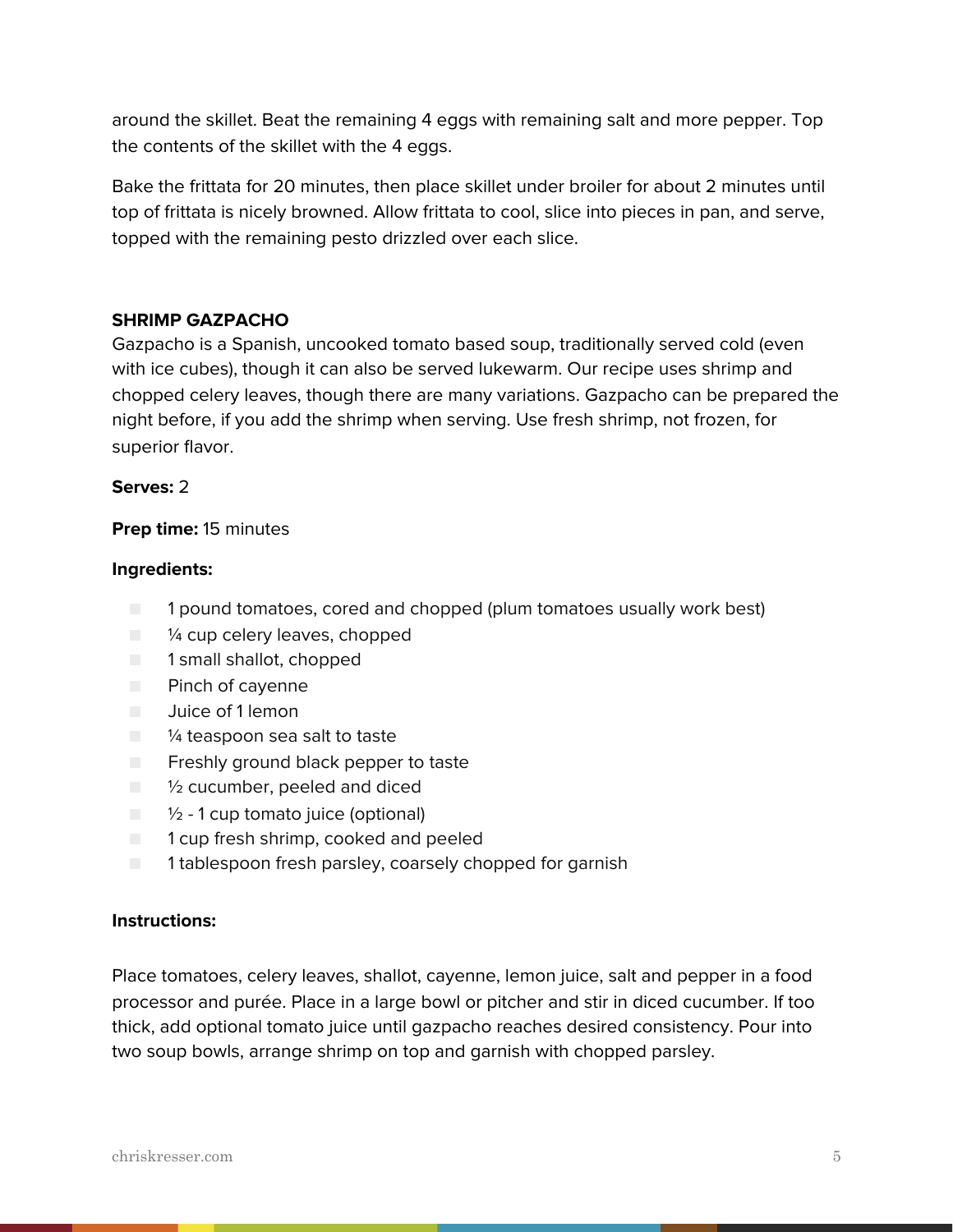around the skillet. Beat the remaining 4 eggs with remaining salt and more pepper. Top the contents of the skillet with the 4 eggs.

Bake the frittata for 20 minutes, then place skillet under broiler for about 2 minutes until top of frittata is nicely browned. Allow frittata to cool, slice into pieces in pan, and serve, topped with the remaining pesto drizzled over each slice.

**SHRIMP GAZPACHO**

Gazpacho is a Spanish, uncooked tomato based soup, traditionally served cold (even with ice cubes), though it can also be served lukewarm. Our recipe uses shrimp and chopped celery leaves, though there are many variations. Gazpacho can be prepared the night before, if you add the shrimp when serving. Use fresh shrimp, not frozen, for superior flavor.

**Serves:** 2

**Prep time:** 15 minutes

**Ingredients:**

- 1 pound tomatoes, cored and chopped (plum tomatoes usually work best)
- ¼ cup celery leaves, chopped
- 1 small shallot, chopped
- Pinch of cayenne
- Juice of 1 lemon
- ¼ teaspoon sea salt to taste
- Freshly ground black pepper to taste
- ½ cucumber, peeled and diced
- ½ - 1 cup tomato juice (optional)
- 1 cup fresh shrimp, cooked and peeled
- 1 tablespoon fresh parsley, coarsely chopped for garnish

**Instructions:**

Place tomatoes, celery leaves, shallot, cayenne, lemon juice, salt and pepper in a food processor and purée. Place in a large bowl or pitcher and stir in diced cucumber. If too thick, add optional tomato juice until gazpacho reaches desired consistency. Pour into two soup bowls, arrange shrimp on top and garnish with chopped parsley.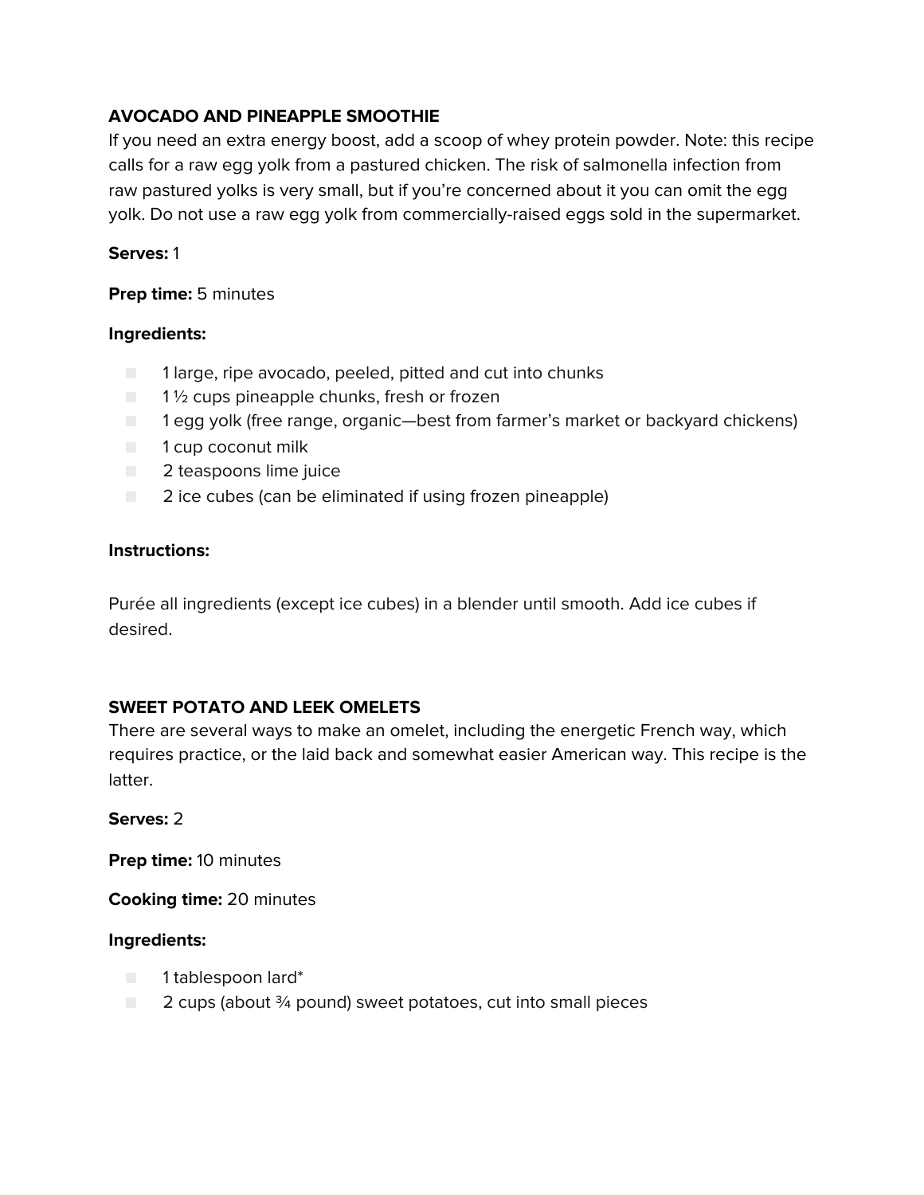## AVOCADO AND PINEAPPLE SMOOTHIE

If you need an extra energy boost, add a scoop of whey protein powder. Note: this recipe calls for a raw egg yolk from a pastured chicken. The risk of salmonella infection from raw pastured yolks is very small, but if you're concerned about it you can omit the egg yolk. Do not use a raw egg yolk from commercially-raised eggs sold in the supermarket.

**Serves:** 1

**Prep time:** 5 minutes

**Ingredients:**

- 1 large, ripe avocado, peeled, pitted and cut into chunks
- 1 ½ cups pineapple chunks, fresh or frozen
- 1 egg yolk (free range, organic—best from farmer's market or backyard chickens)
- 1 cup coconut milk
- 2 teaspoons lime juice
- 2 ice cubes (can be eliminated if using frozen pineapple)

**Instructions:**

Purée all ingredients (except ice cubes) in a blender until smooth. Add ice cubes if desired.

## SWEET POTATO AND LEEK OMELETS

There are several ways to make an omelet, including the energetic French way, which requires practice, or the laid back and somewhat easier American way. This recipe is the latter.

**Serves:** 2

**Prep time:** 10 minutes

**Cooking time:** 20 minutes

**Ingredients:**

- 1 tablespoon lard*
- 2 cups (about ¾ pound) sweet potatoes, cut into small pieces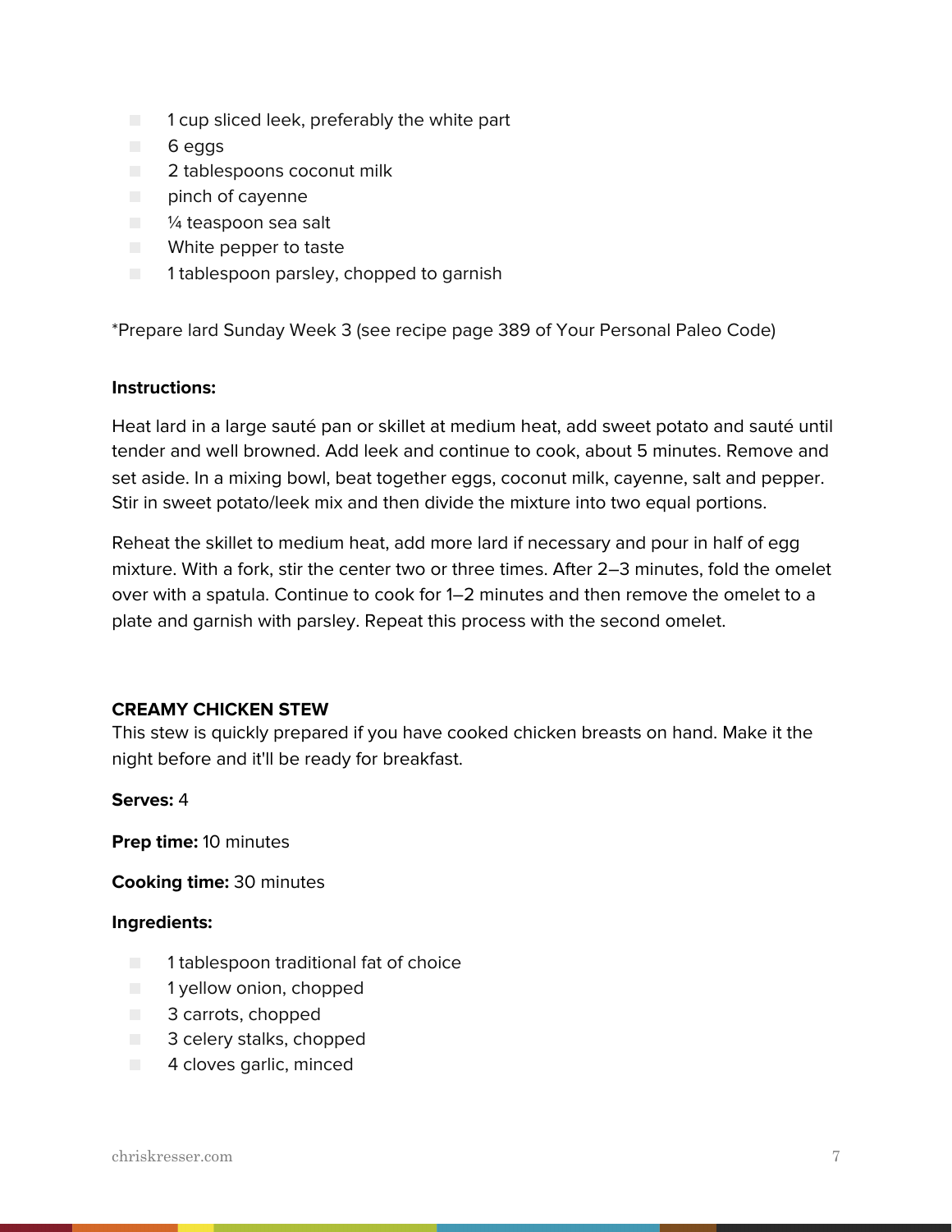- 1 cup sliced leek, preferably the white part
- 6 eggs
- 2 tablespoons coconut milk
- pinch of cayenne
- ¼ teaspoon sea salt
- White pepper to taste
- 1 tablespoon parsley, chopped to garnish

*Prepare lard Sunday Week 3 (see recipe page 389 of Your Personal Paleo Code)

**Instructions:**

Heat lard in a large sauté pan or skillet at medium heat, add sweet potato and sauté until tender and well browned. Add leek and continue to cook, about 5 minutes. Remove and set aside. In a mixing bowl, beat together eggs, coconut milk, cayenne, salt and pepper. Stir in sweet potato/leek mix and then divide the mixture into two equal portions.

Reheat the skillet to medium heat, add more lard if necessary and pour in half of egg mixture. With a fork, stir the center two or three times. After 2–3 minutes, fold the omelet over with a spatula. Continue to cook for 1–2 minutes and then remove the omelet to a plate and garnish with parsley. Repeat this process with the second omelet.

### CREAMY CHICKEN STEW

This stew is quickly prepared if you have cooked chicken breasts on hand. Make it the night before and it'll be ready for breakfast.

**Serves:** 4

**Prep time:** 10 minutes

**Cooking time:** 30 minutes

**Ingredients:**

- 1 tablespoon traditional fat of choice
- 1 yellow onion, chopped
- 3 carrots, chopped
- 3 celery stalks, chopped
- 4 cloves garlic, minced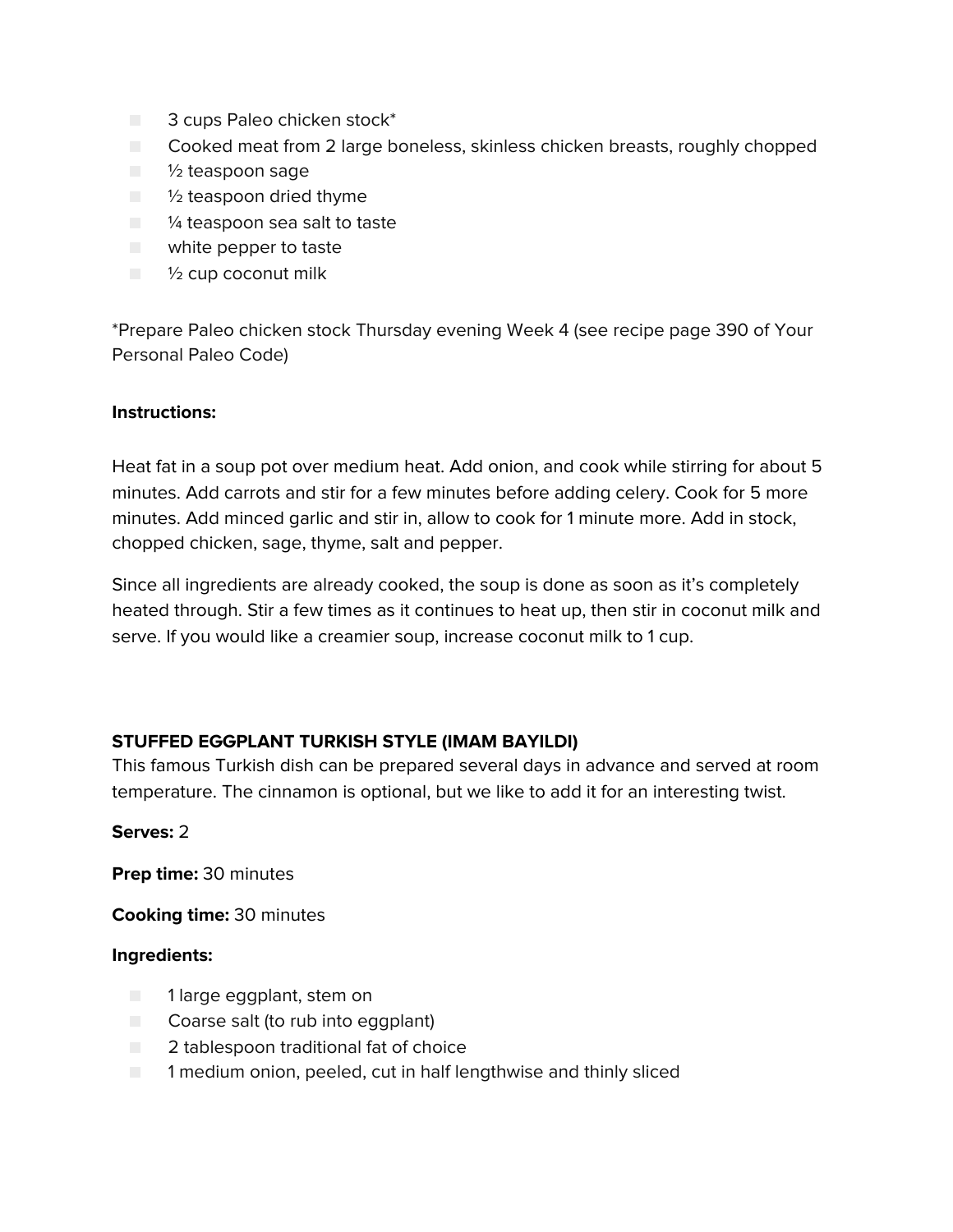- 3 cups Paleo chicken stock*
- Cooked meat from 2 large boneless, skinless chicken breasts, roughly chopped
- ½ teaspoon sage
- ½ teaspoon dried thyme
- ¼ teaspoon sea salt to taste
- white pepper to taste
- ½ cup coconut milk

*Prepare Paleo chicken stock Thursday evening Week 4 (see recipe page 390 of Your Personal Paleo Code)

**Instructions:**

Heat fat in a soup pot over medium heat. Add onion, and cook while stirring for about 5 minutes. Add carrots and stir for a few minutes before adding celery. Cook for 5 more minutes. Add minced garlic and stir in, allow to cook for 1 minute more. Add in stock, chopped chicken, sage, thyme, salt and pepper.

Since all ingredients are already cooked, the soup is done as soon as it's completely heated through. Stir a few times as it continues to heat up, then stir in coconut milk and serve. If you would like a creamier soup, increase coconut milk to 1 cup.

**STUFFED EGGPLANT TURKISH STYLE (IMAM BAYILDI)**

This famous Turkish dish can be prepared several days in advance and served at room temperature. The cinnamon is optional, but we like to add it for an interesting twist.

**Serves:** 2

**Prep time:** 30 minutes

**Cooking time:** 30 minutes

**Ingredients:**

- 1 large eggplant, stem on
- Coarse salt (to rub into eggplant)
- 2 tablespoon traditional fat of choice
- 1 medium onion, peeled, cut in half lengthwise and thinly sliced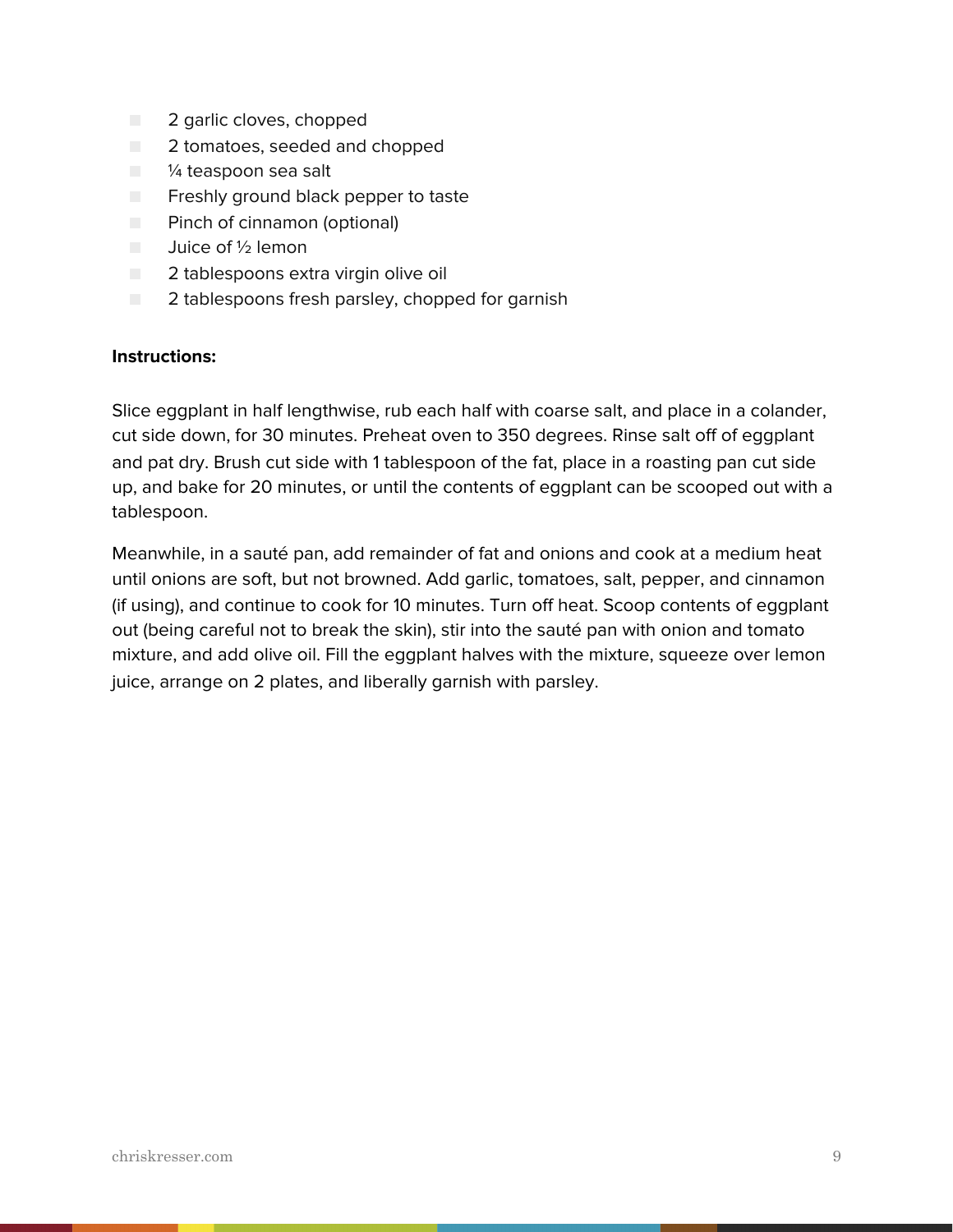- 2 garlic cloves, chopped
- 2 tomatoes, seeded and chopped
- ¼ teaspoon sea salt
- Freshly ground black pepper to taste
- Pinch of cinnamon (optional)
- Juice of ½ lemon
- 2 tablespoons extra virgin olive oil
- 2 tablespoons fresh parsley, chopped for garnish

**Instructions:**

Slice eggplant in half lengthwise, rub each half with coarse salt, and place in a colander, cut side down, for 30 minutes. Preheat oven to 350 degrees. Rinse salt off of eggplant and pat dry. Brush cut side with 1 tablespoon of the fat, place in a roasting pan cut side up, and bake for 20 minutes, or until the contents of eggplant can be scooped out with a tablespoon.

Meanwhile, in a sauté pan, add remainder of fat and onions and cook at a medium heat until onions are soft, but not browned. Add garlic, tomatoes, salt, pepper, and cinnamon (if using), and continue to cook for 10 minutes. Turn off heat. Scoop contents of eggplant out (being careful not to break the skin), stir into the sauté pan with onion and tomato mixture, and add olive oil. Fill the eggplant halves with the mixture, squeeze over lemon juice, arrange on 2 plates, and liberally garnish with parsley.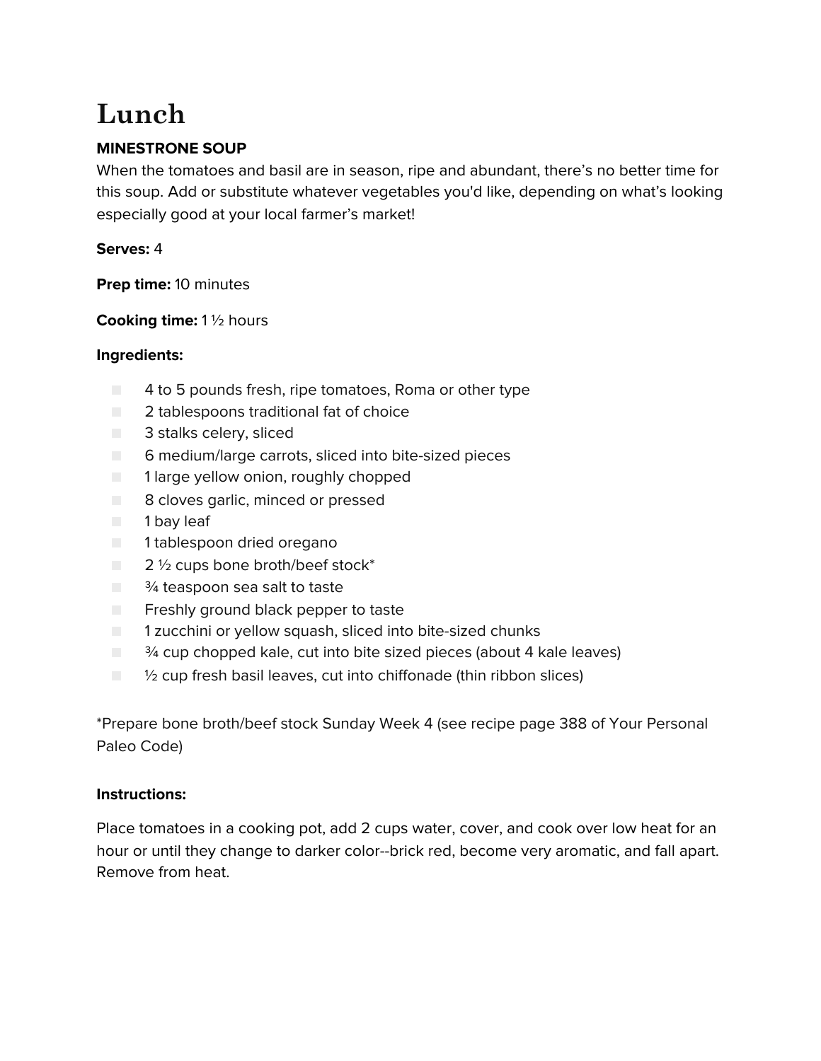# Lunch

**MINESTRONE SOUP**

When the tomatoes and basil are in season, ripe and abundant, there's no better time for this soup. Add or substitute whatever vegetables you'd like, depending on what's looking especially good at your local farmer's market!

**Serves:** 4

**Prep time:** 10 minutes

**Cooking time:** 1 ½ hours

**Ingredients:**

- 4 to 5 pounds fresh, ripe tomatoes, Roma or other type
- 2 tablespoons traditional fat of choice
- 3 stalks celery, sliced
- 6 medium/large carrots, sliced into bite-sized pieces
- 1 large yellow onion, roughly chopped
- 8 cloves garlic, minced or pressed
- 1 bay leaf
- 1 tablespoon dried oregano
- 2 ½ cups bone broth/beef stock*
- ¾ teaspoon sea salt to taste
- Freshly ground black pepper to taste
- 1 zucchini or yellow squash, sliced into bite-sized chunks
- ¾ cup chopped kale, cut into bite sized pieces (about 4 kale leaves)
- ½ cup fresh basil leaves, cut into chiffonade (thin ribbon slices)

*Prepare bone broth/beef stock Sunday Week 4 (see recipe page 388 of Your Personal Paleo Code)

**Instructions:**

Place tomatoes in a cooking pot, add 2 cups water, cover, and cook over low heat for an hour or until they change to darker color--brick red, become very aromatic, and fall apart. Remove from heat.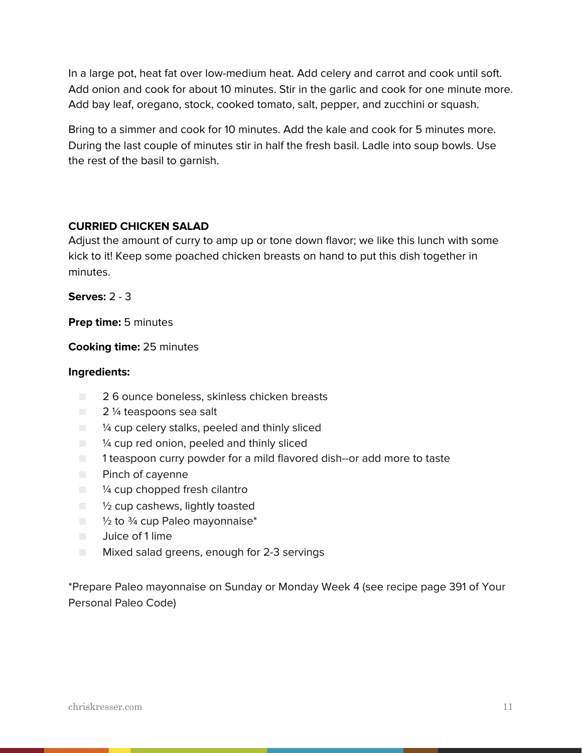In a large pot, heat fat over low-medium heat. Add celery and carrot and cook until soft. Add onion and cook for about 10 minutes. Stir in the garlic and cook for one minute more. Add bay leaf, oregano, stock, cooked tomato, salt, pepper, and zucchini or squash.

Bring to a simmer and cook for 10 minutes. Add the kale and cook for 5 minutes more. During the last couple of minutes stir in half the fresh basil. Ladle into soup bowls. Use the rest of the basil to garnish.

**CURRIED CHICKEN SALAD**

Adjust the amount of curry to amp up or tone down flavor; we like this lunch with some kick to it! Keep some poached chicken breasts on hand to put this dish together in minutes.

**Serves:** 2 - 3

**Prep time:** 5 minutes

**Cooking time:** 25 minutes

**Ingredients:**

- 2 6 ounce boneless, skinless chicken breasts
- 2 ¼ teaspoons sea salt
- ¼ cup celery stalks, peeled and thinly sliced
- ¼ cup red onion, peeled and thinly sliced
- 1 teaspoon curry powder for a mild flavored dish--or add more to taste
- Pinch of cayenne
- ¼ cup chopped fresh cilantro
- ½ cup cashews, lightly toasted
- ½ to ¾ cup Paleo mayonnaise*
- Juice of 1 lime
- Mixed salad greens, enough for 2-3 servings

*Prepare Paleo mayonnaise on Sunday or Monday Week 4 (see recipe page 391 of Your Personal Paleo Code)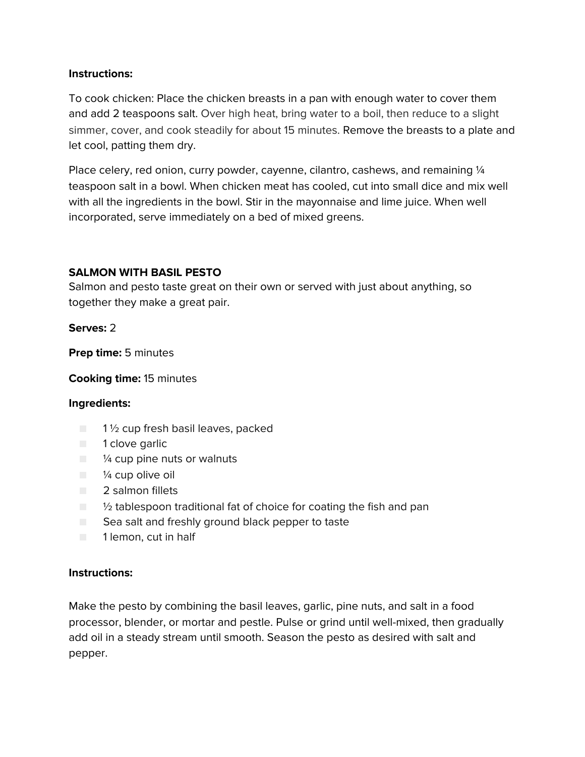**Instructions:**

To cook chicken: Place the chicken breasts in a pan with enough water to cover them and add 2 teaspoons salt. Over high heat, bring water to a boil, then reduce to a slight simmer, cover, and cook steadily for about 15 minutes. Remove the breasts to a plate and let cool, patting them dry.

Place celery, red onion, curry powder, cayenne, cilantro, cashews, and remaining ¼ teaspoon salt in a bowl. When chicken meat has cooled, cut into small dice and mix well with all the ingredients in the bowl. Stir in the mayonnaise and lime juice. When well incorporated, serve immediately on a bed of mixed greens.

## SALMON WITH BASIL PESTO

Salmon and pesto taste great on their own or served with just about anything, so together they make a great pair.

**Serves:** 2

**Prep time:** 5 minutes

**Cooking time:** 15 minutes

**Ingredients:**

- 1 ½ cup fresh basil leaves, packed
- 1 clove garlic
- ¼ cup pine nuts or walnuts
- ¼ cup olive oil
- 2 salmon fillets
- ½ tablespoon traditional fat of choice for coating the fish and pan
- Sea salt and freshly ground black pepper to taste
- 1 lemon, cut in half

**Instructions:**

Make the pesto by combining the basil leaves, garlic, pine nuts, and salt in a food processor, blender, or mortar and pestle. Pulse or grind until well-mixed, then gradually add oil in a steady stream until smooth. Season the pesto as desired with salt and pepper.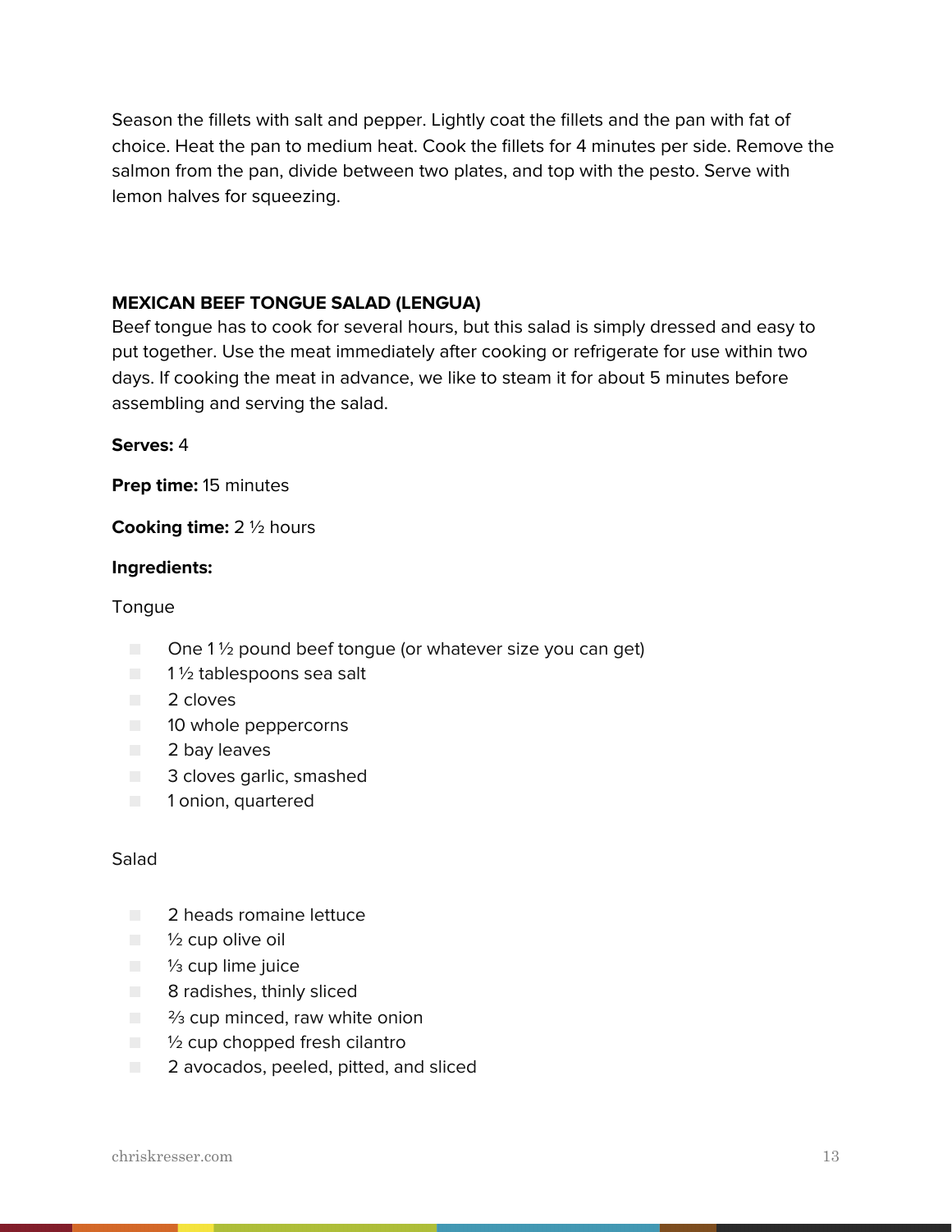Season the fillets with salt and pepper. Lightly coat the fillets and the pan with fat of choice. Heat the pan to medium heat. Cook the fillets for 4 minutes per side. Remove the salmon from the pan, divide between two plates, and top with the pesto. Serve with lemon halves for squeezing.

### MEXICAN BEEF TONGUE SALAD (LENGUA)

Beef tongue has to cook for several hours, but this salad is simply dressed and easy to put together. Use the meat immediately after cooking or refrigerate for use within two days. If cooking the meat in advance, we like to steam it for about 5 minutes before assembling and serving the salad.

**Serves:** 4

**Prep time:** 15 minutes

**Cooking time:** 2 ½ hours

**Ingredients:**

Tongue

- One 1 ½ pound beef tongue (or whatever size you can get)
- 1 ½ tablespoons sea salt
- 2 cloves
- 10 whole peppercorns
- 2 bay leaves
- 3 cloves garlic, smashed
- 1 onion, quartered

Salad

- 2 heads romaine lettuce
- ½ cup olive oil
- ⅓ cup lime juice
- 8 radishes, thinly sliced
- ⅔ cup minced, raw white onion
- ½ cup chopped fresh cilantro
- 2 avocados, peeled, pitted, and sliced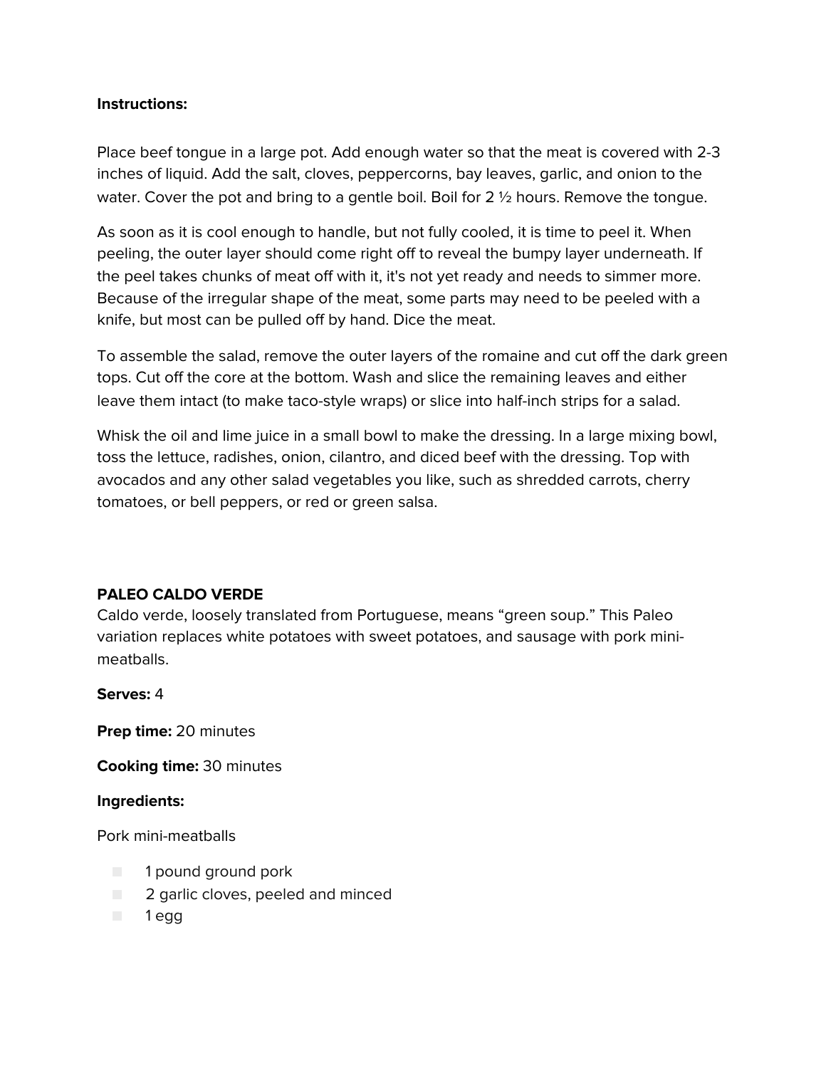**Instructions:**

Place beef tongue in a large pot. Add enough water so that the meat is covered with 2-3 inches of liquid. Add the salt, cloves, peppercorns, bay leaves, garlic, and onion to the water. Cover the pot and bring to a gentle boil. Boil for 2 ½ hours. Remove the tongue.

As soon as it is cool enough to handle, but not fully cooled, it is time to peel it. When peeling, the outer layer should come right off to reveal the bumpy layer underneath. If the peel takes chunks of meat off with it, it's not yet ready and needs to simmer more. Because of the irregular shape of the meat, some parts may need to be peeled with a knife, but most can be pulled off by hand. Dice the meat.

To assemble the salad, remove the outer layers of the romaine and cut off the dark green tops. Cut off the core at the bottom. Wash and slice the remaining leaves and either leave them intact (to make taco-style wraps) or slice into half-inch strips for a salad.

Whisk the oil and lime juice in a small bowl to make the dressing. In a large mixing bowl, toss the lettuce, radishes, onion, cilantro, and diced beef with the dressing. Top with avocados and any other salad vegetables you like, such as shredded carrots, cherry tomatoes, or bell peppers, or red or green salsa.

## PALEO CALDO VERDE

Caldo verde, loosely translated from Portuguese, means "green soup." This Paleo variation replaces white potatoes with sweet potatoes, and sausage with pork mini-meatballs.

**Serves:** 4

**Prep time:** 20 minutes

**Cooking time:** 30 minutes

**Ingredients:**

Pork mini-meatballs

- 1 pound ground pork
- 2 garlic cloves, peeled and minced
- 1 egg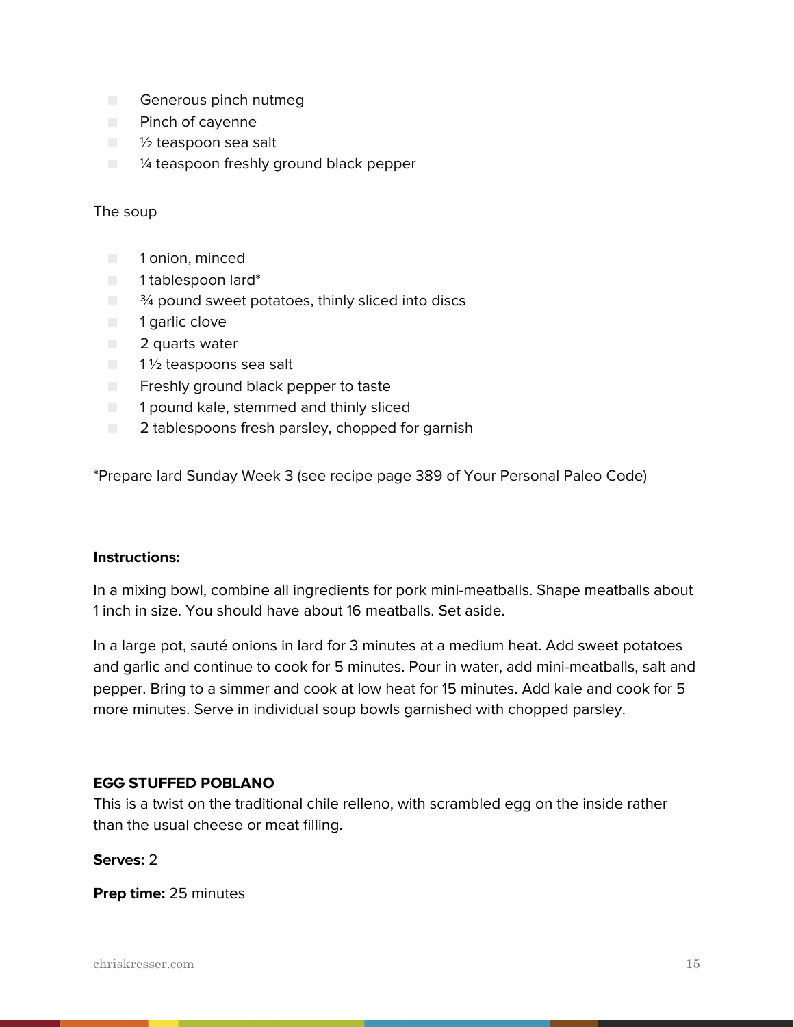- Generous pinch nutmeg
- Pinch of cayenne
- ½ teaspoon sea salt
- ¼ teaspoon freshly ground black pepper

The soup

- 1 onion, minced
- 1 tablespoon lard*
- ¾ pound sweet potatoes, thinly sliced into discs
- 1 garlic clove
- 2 quarts water
- 1 ½ teaspoons sea salt
- Freshly ground black pepper to taste
- 1 pound kale, stemmed and thinly sliced
- 2 tablespoons fresh parsley, chopped for garnish

*Prepare lard Sunday Week 3 (see recipe page 389 of Your Personal Paleo Code)

**Instructions:**

In a mixing bowl, combine all ingredients for pork mini-meatballs. Shape meatballs about 1 inch in size. You should have about 16 meatballs. Set aside.

In a large pot, sauté onions in lard for 3 minutes at a medium heat. Add sweet potatoes and garlic and continue to cook for 5 minutes. Pour in water, add mini-meatballs, salt and pepper. Bring to a simmer and cook at low heat for 15 minutes. Add kale and cook for 5 more minutes. Serve in individual soup bowls garnished with chopped parsley.

**EGG STUFFED POBLANO**

This is a twist on the traditional chile relleno, with scrambled egg on the inside rather than the usual cheese or meat filling.

**Serves:** 2

**Prep time:** 25 minutes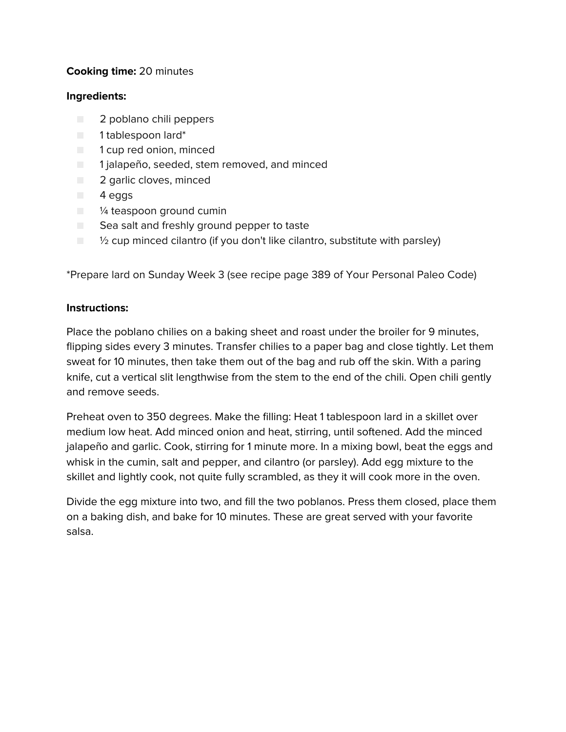**Cooking time:** 20 minutes

**Ingredients:**

- 2 poblano chili peppers
- 1 tablespoon lard*
- 1 cup red onion, minced
- 1 jalapeño, seeded, stem removed, and minced
- 2 garlic cloves, minced
- 4 eggs
- ¼ teaspoon ground cumin
- Sea salt and freshly ground pepper to taste
- ½ cup minced cilantro (if you don't like cilantro, substitute with parsley)

*Prepare lard on Sunday Week 3 (see recipe page 389 of Your Personal Paleo Code)

**Instructions:**

Place the poblano chilies on a baking sheet and roast under the broiler for 9 minutes, flipping sides every 3 minutes. Transfer chilies to a paper bag and close tightly. Let them sweat for 10 minutes, then take them out of the bag and rub off the skin. With a paring knife, cut a vertical slit lengthwise from the stem to the end of the chili. Open chili gently and remove seeds.

Preheat oven to 350 degrees. Make the filling: Heat 1 tablespoon lard in a skillet over medium low heat. Add minced onion and heat, stirring, until softened. Add the minced jalapeño and garlic. Cook, stirring for 1 minute more. In a mixing bowl, beat the eggs and whisk in the cumin, salt and pepper, and cilantro (or parsley). Add egg mixture to the skillet and lightly cook, not quite fully scrambled, as they it will cook more in the oven.

Divide the egg mixture into two, and fill the two poblanos. Press them closed, place them on a baking dish, and bake for 10 minutes. These are great served with your favorite salsa.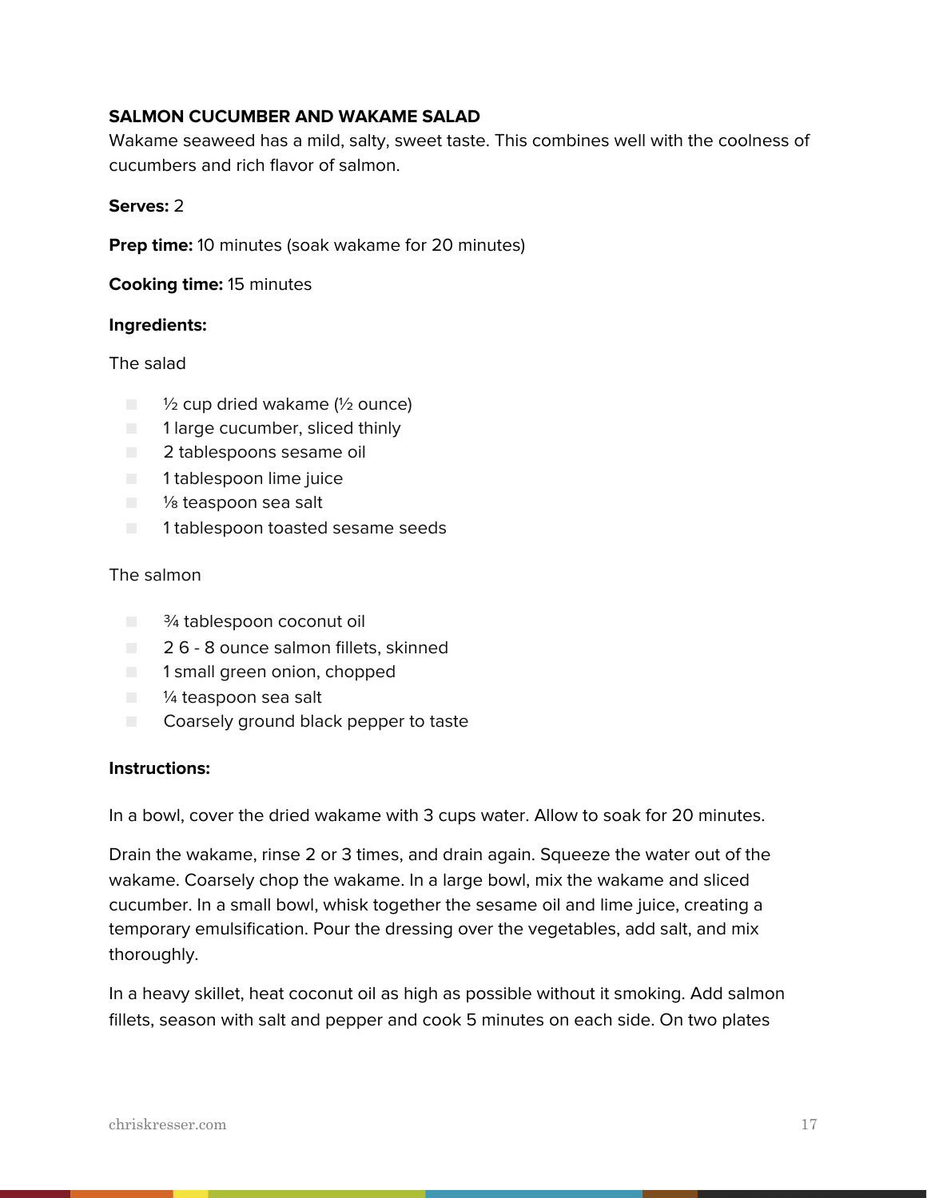## SALMON CUCUMBER AND WAKAME SALAD

Wakame seaweed has a mild, salty, sweet taste. This combines well with the coolness of cucumbers and rich flavor of salmon.

**Serves:** 2

**Prep time:** 10 minutes (soak wakame for 20 minutes)

**Cooking time:** 15 minutes

**Ingredients:**

The salad

- ½ cup dried wakame (½ ounce)
- 1 large cucumber, sliced thinly
- 2 tablespoons sesame oil
- 1 tablespoon lime juice
- ⅛ teaspoon sea salt
- 1 tablespoon toasted sesame seeds

The salmon

- ¾ tablespoon coconut oil
- 2 6 - 8 ounce salmon fillets, skinned
- 1 small green onion, chopped
- ¼ teaspoon sea salt
- Coarsely ground black pepper to taste

**Instructions:**

In a bowl, cover the dried wakame with 3 cups water. Allow to soak for 20 minutes.

Drain the wakame, rinse 2 or 3 times, and drain again. Squeeze the water out of the wakame. Coarsely chop the wakame. In a large bowl, mix the wakame and sliced cucumber. In a small bowl, whisk together the sesame oil and lime juice, creating a temporary emulsification. Pour the dressing over the vegetables, add salt, and mix thoroughly.

In a heavy skillet, heat coconut oil as high as possible without it smoking. Add salmon fillets, season with salt and pepper and cook 5 minutes on each side. On two plates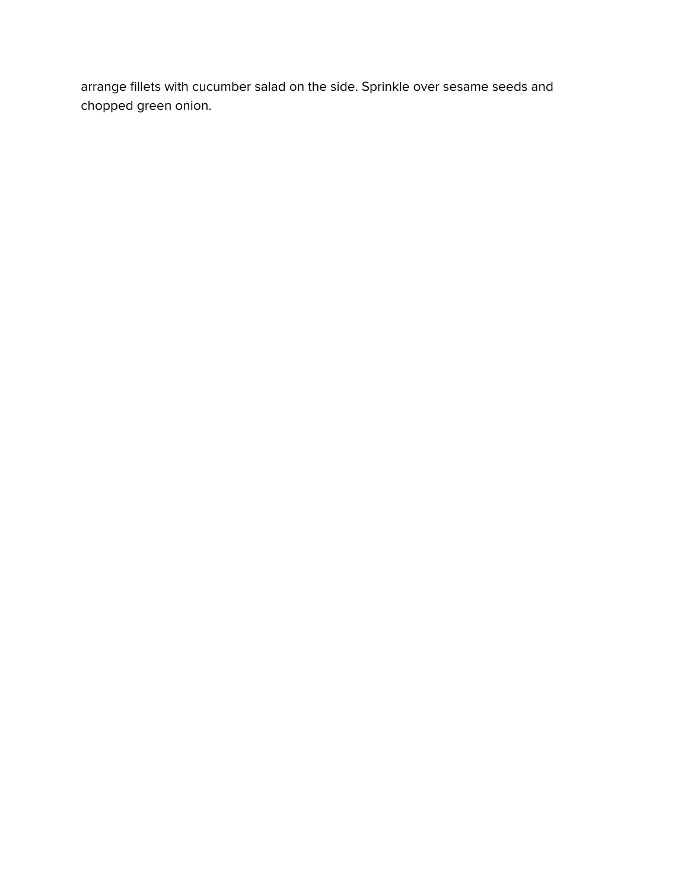arrange fillets with cucumber salad on the side. Sprinkle over sesame seeds and chopped green onion.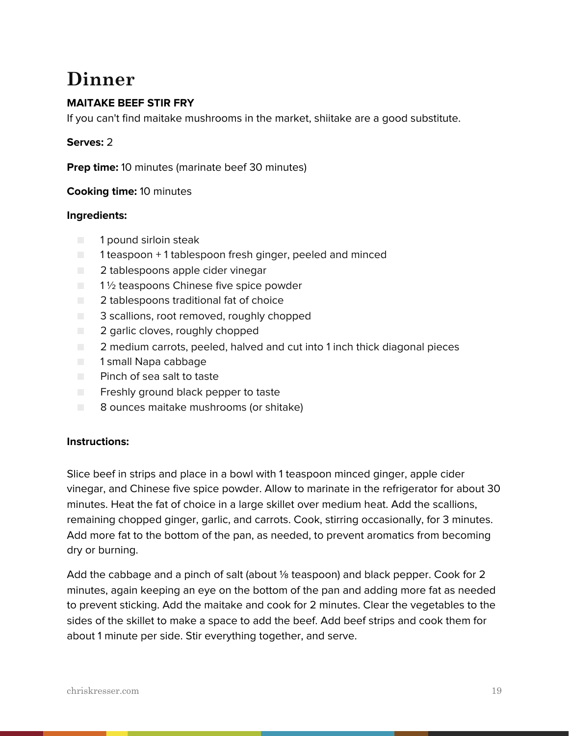# Dinner

**MAITAKE BEEF STIR FRY**

If you can't find maitake mushrooms in the market, shiitake are a good substitute.

**Serves:** 2

**Prep time:** 10 minutes (marinate beef 30 minutes)

**Cooking time:** 10 minutes

**Ingredients:**

- 1 pound sirloin steak
- 1 teaspoon + 1 tablespoon fresh ginger, peeled and minced
- 2 tablespoons apple cider vinegar
- 1 ½ teaspoons Chinese five spice powder
- 2 tablespoons traditional fat of choice
- 3 scallions, root removed, roughly chopped
- 2 garlic cloves, roughly chopped
- 2 medium carrots, peeled, halved and cut into 1 inch thick diagonal pieces
- 1 small Napa cabbage
- Pinch of sea salt to taste
- Freshly ground black pepper to taste
- 8 ounces maitake mushrooms (or shitake)

**Instructions:**

Slice beef in strips and place in a bowl with 1 teaspoon minced ginger, apple cider vinegar, and Chinese five spice powder. Allow to marinate in the refrigerator for about 30 minutes. Heat the fat of choice in a large skillet over medium heat. Add the scallions, remaining chopped ginger, garlic, and carrots. Cook, stirring occasionally, for 3 minutes. Add more fat to the bottom of the pan, as needed, to prevent aromatics from becoming dry or burning.

Add the cabbage and a pinch of salt (about ⅛ teaspoon) and black pepper. Cook for 2 minutes, again keeping an eye on the bottom of the pan and adding more fat as needed to prevent sticking. Add the maitake and cook for 2 minutes. Clear the vegetables to the sides of the skillet to make a space to add the beef. Add beef strips and cook them for about 1 minute per side. Stir everything together, and serve.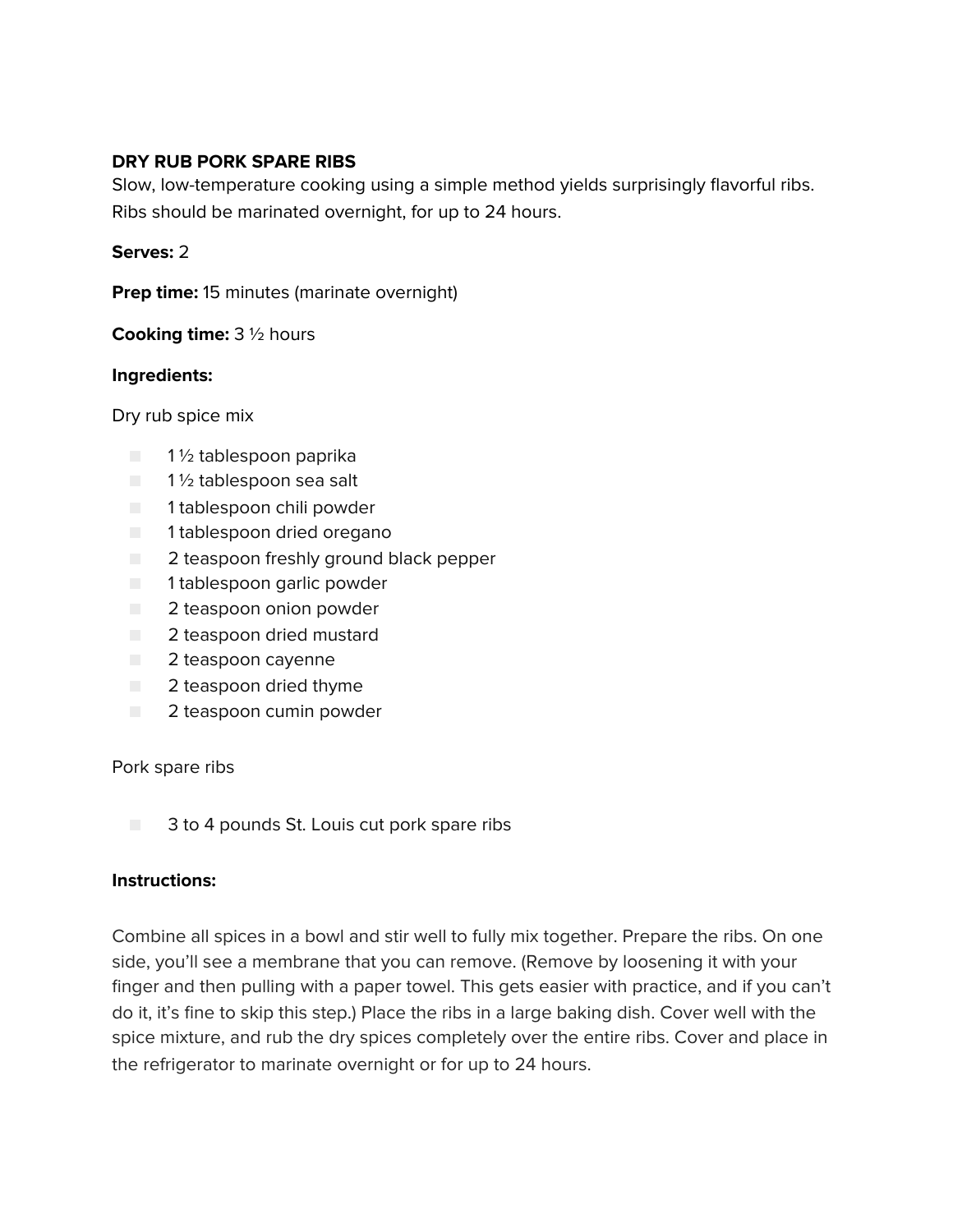## DRY RUB PORK SPARE RIBS

Slow, low-temperature cooking using a simple method yields surprisingly flavorful ribs. Ribs should be marinated overnight, for up to 24 hours.

**Serves:** 2

**Prep time:** 15 minutes (marinate overnight)

**Cooking time:** 3 ½ hours

**Ingredients:**

Dry rub spice mix

- 1 ½ tablespoon paprika
- 1 ½ tablespoon sea salt
- 1 tablespoon chili powder
- 1 tablespoon dried oregano
- 2 teaspoon freshly ground black pepper
- 1 tablespoon garlic powder
- 2 teaspoon onion powder
- 2 teaspoon dried mustard
- 2 teaspoon cayenne
- 2 teaspoon dried thyme
- 2 teaspoon cumin powder

Pork spare ribs

- 3 to 4 pounds St. Louis cut pork spare ribs

**Instructions:**

Combine all spices in a bowl and stir well to fully mix together. Prepare the ribs. On one side, you'll see a membrane that you can remove. (Remove by loosening it with your finger and then pulling with a paper towel. This gets easier with practice, and if you can't do it, it's fine to skip this step.) Place the ribs in a large baking dish. Cover well with the spice mixture, and rub the dry spices completely over the entire ribs. Cover and place in the refrigerator to marinate overnight or for up to 24 hours.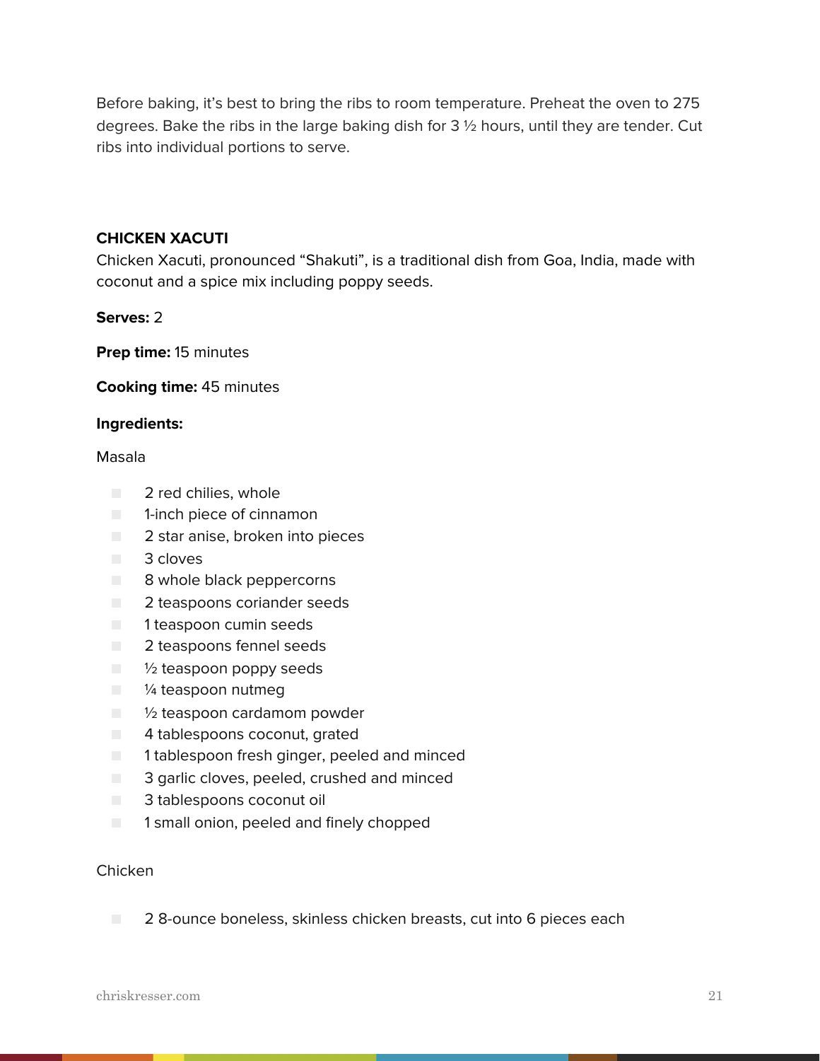Before baking, it's best to bring the ribs to room temperature. Preheat the oven to 275 degrees. Bake the ribs in the large baking dish for 3 ½ hours, until they are tender. Cut ribs into individual portions to serve.

## CHICKEN XACUTI

Chicken Xacuti, pronounced "Shakuti", is a traditional dish from Goa, India, made with coconut and a spice mix including poppy seeds.

**Serves:** 2

**Prep time:** 15 minutes

**Cooking time:** 45 minutes

**Ingredients:**

Masala

- 2 red chilies, whole
- 1-inch piece of cinnamon
- 2 star anise, broken into pieces
- 3 cloves
- 8 whole black peppercorns
- 2 teaspoons coriander seeds
- 1 teaspoon cumin seeds
- 2 teaspoons fennel seeds
- ½ teaspoon poppy seeds
- ¼ teaspoon nutmeg
- ½ teaspoon cardamom powder
- 4 tablespoons coconut, grated
- 1 tablespoon fresh ginger, peeled and minced
- 3 garlic cloves, peeled, crushed and minced
- 3 tablespoons coconut oil
- 1 small onion, peeled and finely chopped

Chicken

- 2 8-ounce boneless, skinless chicken breasts, cut into 6 pieces each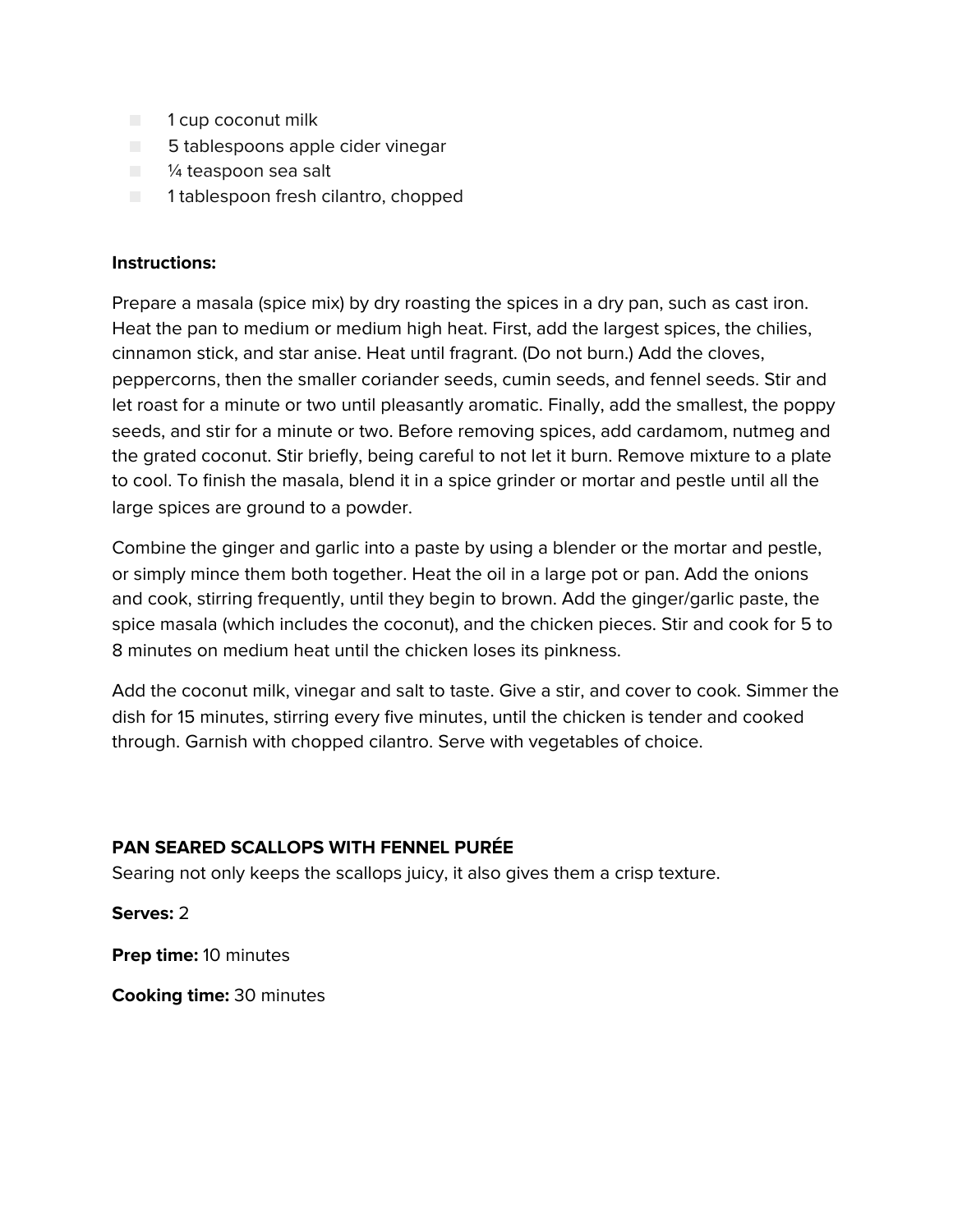- 1 cup coconut milk
- 5 tablespoons apple cider vinegar
- ¼ teaspoon sea salt
- 1 tablespoon fresh cilantro, chopped

**Instructions:**

Prepare a masala (spice mix) by dry roasting the spices in a dry pan, such as cast iron. Heat the pan to medium or medium high heat. First, add the largest spices, the chilies, cinnamon stick, and star anise. Heat until fragrant. (Do not burn.) Add the cloves, peppercorns, then the smaller coriander seeds, cumin seeds, and fennel seeds. Stir and let roast for a minute or two until pleasantly aromatic. Finally, add the smallest, the poppy seeds, and stir for a minute or two. Before removing spices, add cardamom, nutmeg and the grated coconut. Stir briefly, being careful to not let it burn. Remove mixture to a plate to cool. To finish the masala, blend it in a spice grinder or mortar and pestle until all the large spices are ground to a powder.

Combine the ginger and garlic into a paste by using a blender or the mortar and pestle, or simply mince them both together. Heat the oil in a large pot or pan. Add the onions and cook, stirring frequently, until they begin to brown. Add the ginger/garlic paste, the spice masala (which includes the coconut), and the chicken pieces. Stir and cook for 5 to 8 minutes on medium heat until the chicken loses its pinkness.

Add the coconut milk, vinegar and salt to taste. Give a stir, and cover to cook. Simmer the dish for 15 minutes, stirring every five minutes, until the chicken is tender and cooked through. Garnish with chopped cilantro. Serve with vegetables of choice.

## PAN SEARED SCALLOPS WITH FENNEL PURÉE

Searing not only keeps the scallops juicy, it also gives them a crisp texture.

**Serves:** 2

**Prep time:** 10 minutes

**Cooking time:** 30 minutes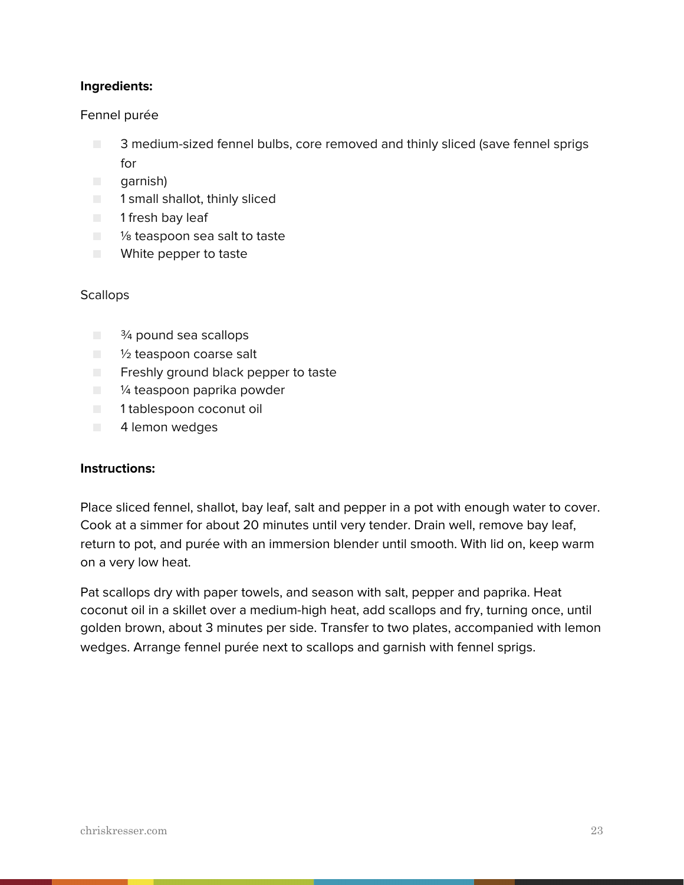**Ingredients:**

Fennel purée

- 3 medium-sized fennel bulbs, core removed and thinly sliced (save fennel sprigs for
- garnish)
- 1 small shallot, thinly sliced
- 1 fresh bay leaf
- ⅛ teaspoon sea salt to taste
- White pepper to taste

Scallops

- ¾ pound sea scallops
- ½ teaspoon coarse salt
- Freshly ground black pepper to taste
- ¼ teaspoon paprika powder
- 1 tablespoon coconut oil
- 4 lemon wedges

**Instructions:**

Place sliced fennel, shallot, bay leaf, salt and pepper in a pot with enough water to cover. Cook at a simmer for about 20 minutes until very tender. Drain well, remove bay leaf, return to pot, and purée with an immersion blender until smooth. With lid on, keep warm on a very low heat.

Pat scallops dry with paper towels, and season with salt, pepper and paprika. Heat coconut oil in a skillet over a medium-high heat, add scallops and fry, turning once, until golden brown, about 3 minutes per side. Transfer to two plates, accompanied with lemon wedges. Arrange fennel purée next to scallops and garnish with fennel sprigs.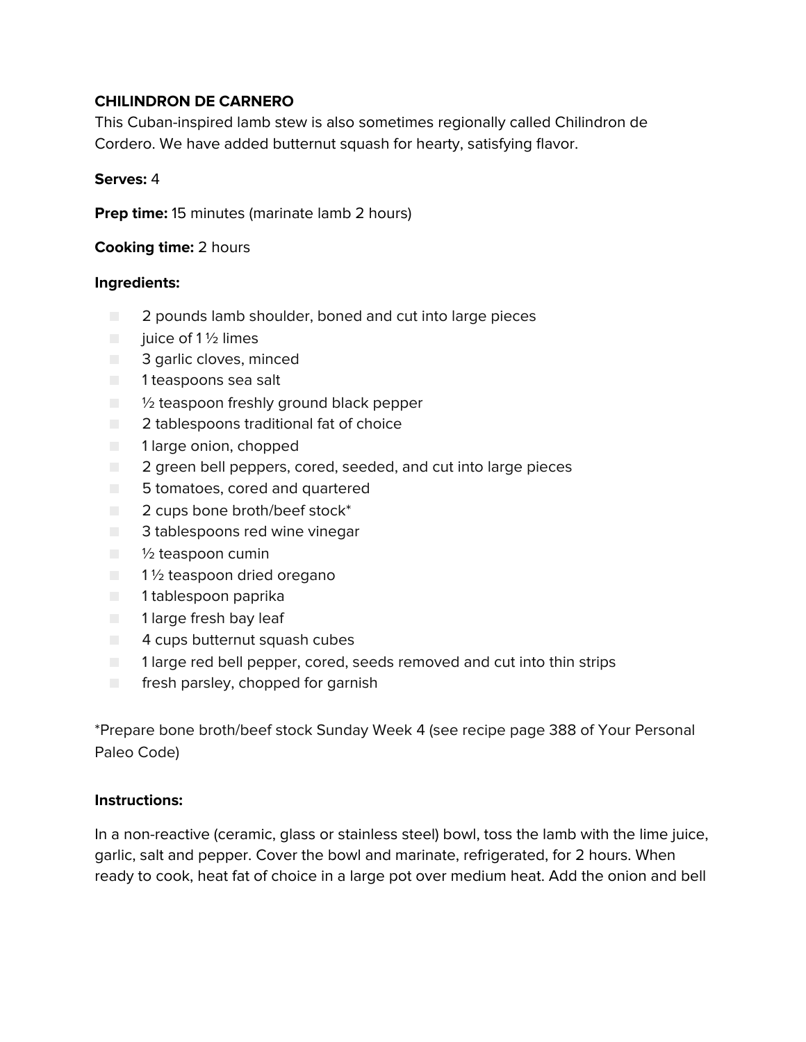**CHILINDRON DE CARNERO**

This Cuban-inspired lamb stew is also sometimes regionally called Chilindron de Cordero. We have added butternut squash for hearty, satisfying flavor.

**Serves:** 4

**Prep time:** 15 minutes (marinate lamb 2 hours)

**Cooking time:** 2 hours

**Ingredients:**

- 2 pounds lamb shoulder, boned and cut into large pieces
- juice of 1 ½ limes
- 3 garlic cloves, minced
- 1 teaspoons sea salt
- ½ teaspoon freshly ground black pepper
- 2 tablespoons traditional fat of choice
- 1 large onion, chopped
- 2 green bell peppers, cored, seeded, and cut into large pieces
- 5 tomatoes, cored and quartered
- 2 cups bone broth/beef stock*
- 3 tablespoons red wine vinegar
- ½ teaspoon cumin
- 1 ½ teaspoon dried oregano
- 1 tablespoon paprika
- 1 large fresh bay leaf
- 4 cups butternut squash cubes
- 1 large red bell pepper, cored, seeds removed and cut into thin strips
- fresh parsley, chopped for garnish

*Prepare bone broth/beef stock Sunday Week 4 (see recipe page 388 of Your Personal Paleo Code)

**Instructions:**

In a non-reactive (ceramic, glass or stainless steel) bowl, toss the lamb with the lime juice, garlic, salt and pepper. Cover the bowl and marinate, refrigerated, for 2 hours. When ready to cook, heat fat of choice in a large pot over medium heat. Add the onion and bell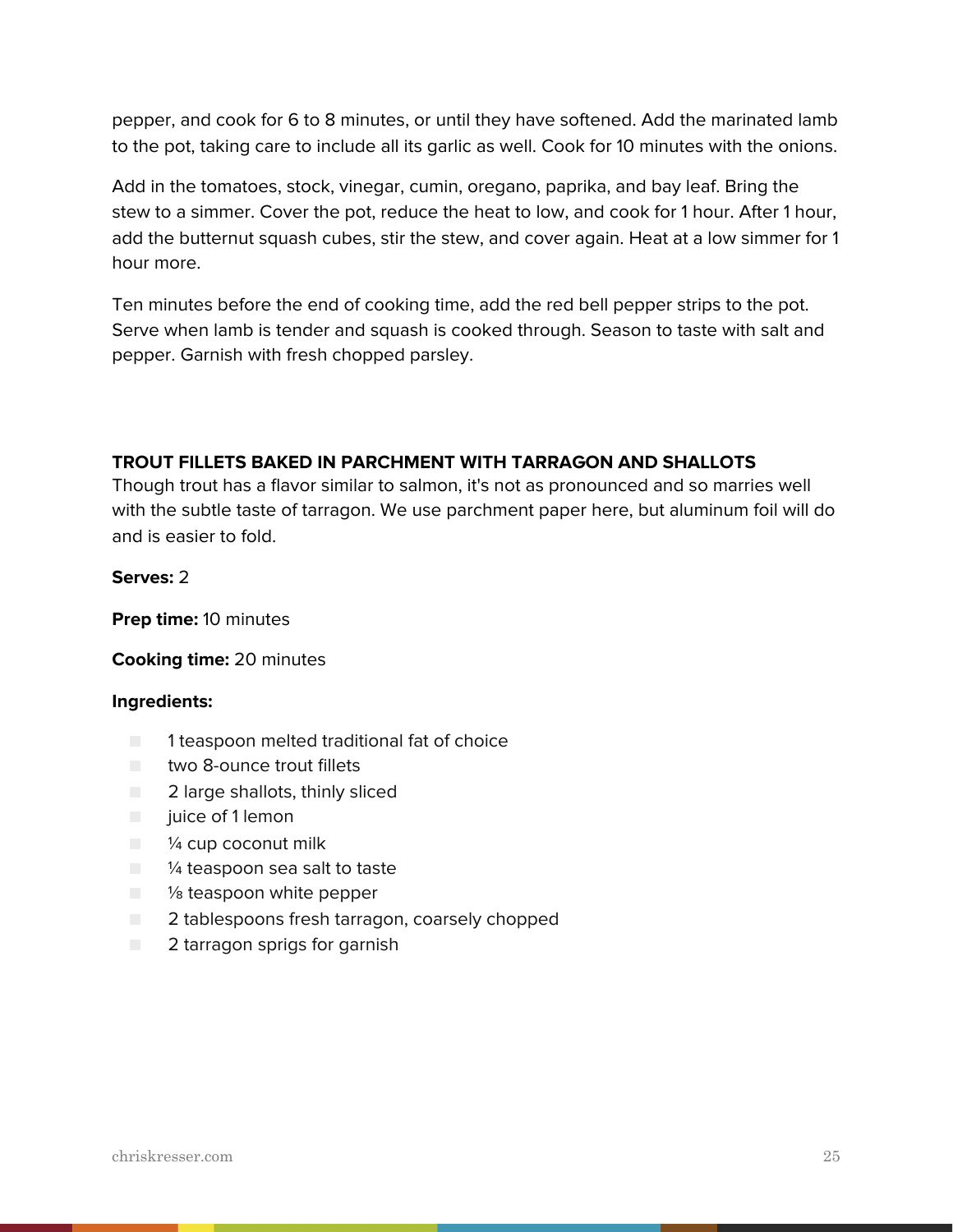pepper, and cook for 6 to 8 minutes, or until they have softened. Add the marinated lamb to the pot, taking care to include all its garlic as well. Cook for 10 minutes with the onions.

Add in the tomatoes, stock, vinegar, cumin, oregano, paprika, and bay leaf. Bring the stew to a simmer. Cover the pot, reduce the heat to low, and cook for 1 hour. After 1 hour, add the butternut squash cubes, stir the stew, and cover again. Heat at a low simmer for 1 hour more.

Ten minutes before the end of cooking time, add the red bell pepper strips to the pot. Serve when lamb is tender and squash is cooked through. Season to taste with salt and pepper. Garnish with fresh chopped parsley.

### TROUT FILLETS BAKED IN PARCHMENT WITH TARRAGON AND SHALLOTS

Though trout has a flavor similar to salmon, it's not as pronounced and so marries well with the subtle taste of tarragon. We use parchment paper here, but aluminum foil will do and is easier to fold.

**Serves:** 2

**Prep time:** 10 minutes

**Cooking time:** 20 minutes

**Ingredients:**

- 1 teaspoon melted traditional fat of choice
- two 8-ounce trout fillets
- 2 large shallots, thinly sliced
- juice of 1 lemon
- ¼ cup coconut milk
- ¼ teaspoon sea salt to taste
- ⅛ teaspoon white pepper
- 2 tablespoons fresh tarragon, coarsely chopped
- 2 tarragon sprigs for garnish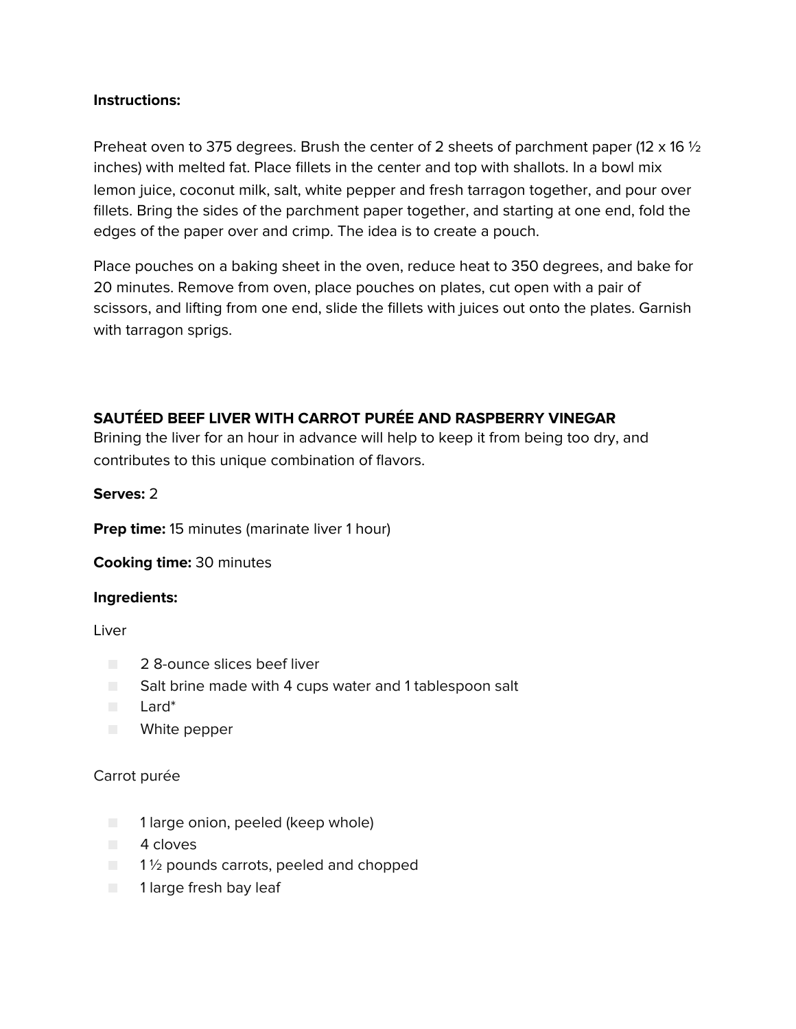**Instructions:**

Preheat oven to 375 degrees. Brush the center of 2 sheets of parchment paper (12 x 16 ½ inches) with melted fat. Place fillets in the center and top with shallots. In a bowl mix lemon juice, coconut milk, salt, white pepper and fresh tarragon together, and pour over fillets. Bring the sides of the parchment paper together, and starting at one end, fold the edges of the paper over and crimp. The idea is to create a pouch.

Place pouches on a baking sheet in the oven, reduce heat to 350 degrees, and bake for 20 minutes. Remove from oven, place pouches on plates, cut open with a pair of scissors, and lifting from one end, slide the fillets with juices out onto the plates. Garnish with tarragon sprigs.

## SAUTÉED BEEF LIVER WITH CARROT PURÉE AND RASPBERRY VINEGAR

Brining the liver for an hour in advance will help to keep it from being too dry, and contributes to this unique combination of flavors.

**Serves:** 2

**Prep time:** 15 minutes (marinate liver 1 hour)

**Cooking time:** 30 minutes

**Ingredients:**

Liver

- 2 8-ounce slices beef liver
- Salt brine made with 4 cups water and 1 tablespoon salt
- Lard*
- White pepper

Carrot purée

- 1 large onion, peeled (keep whole)
- 4 cloves
- 1 ½ pounds carrots, peeled and chopped
- 1 large fresh bay leaf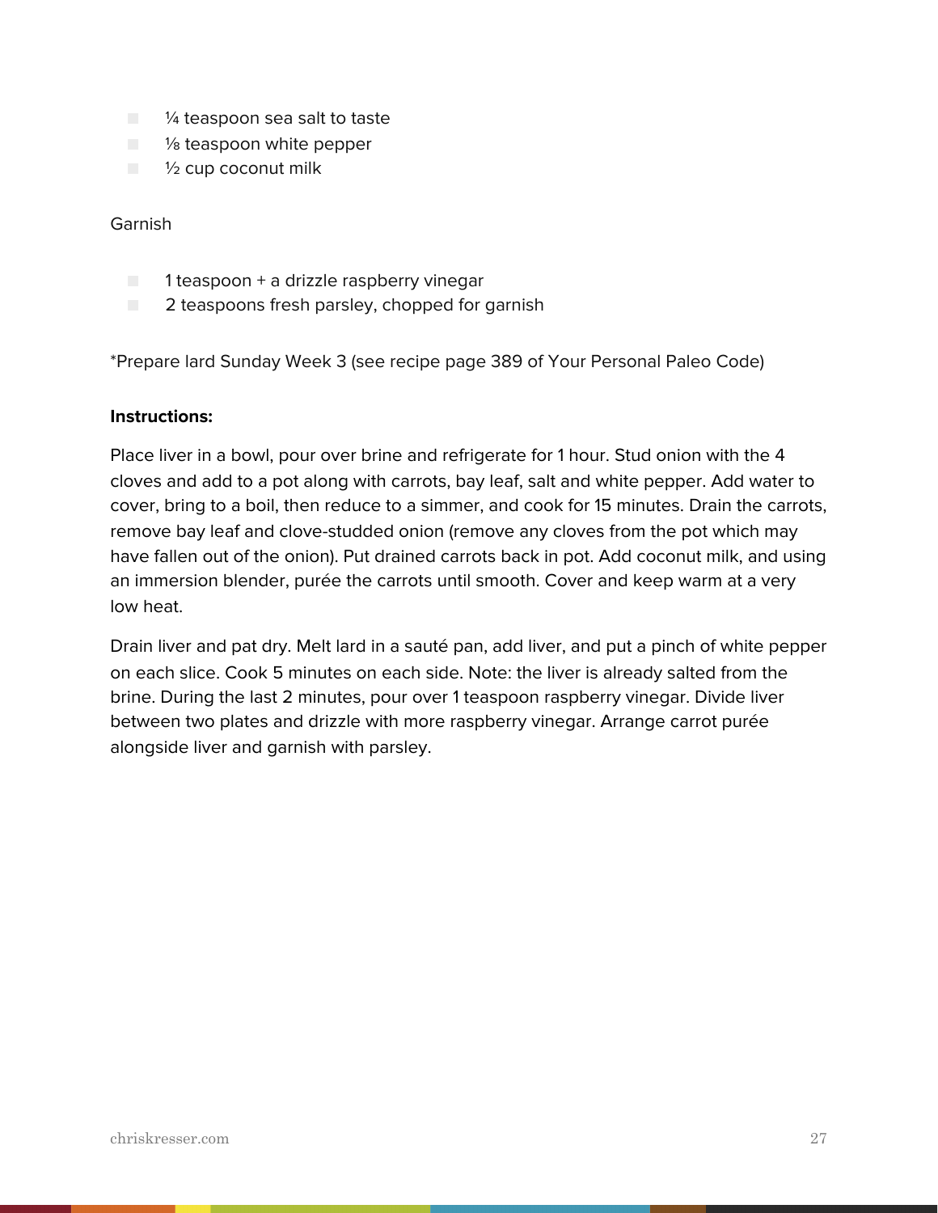- ¼ teaspoon sea salt to taste
- ⅛ teaspoon white pepper
- ½ cup coconut milk

Garnish

- 1 teaspoon + a drizzle raspberry vinegar
- 2 teaspoons fresh parsley, chopped for garnish

*Prepare lard Sunday Week 3 (see recipe page 389 of Your Personal Paleo Code)

**Instructions:**

Place liver in a bowl, pour over brine and refrigerate for 1 hour. Stud onion with the 4 cloves and add to a pot along with carrots, bay leaf, salt and white pepper. Add water to cover, bring to a boil, then reduce to a simmer, and cook for 15 minutes. Drain the carrots, remove bay leaf and clove-studded onion (remove any cloves from the pot which may have fallen out of the onion). Put drained carrots back in pot. Add coconut milk, and using an immersion blender, purée the carrots until smooth. Cover and keep warm at a very low heat.

Drain liver and pat dry. Melt lard in a sauté pan, add liver, and put a pinch of white pepper on each slice. Cook 5 minutes on each side. Note: the liver is already salted from the brine. During the last 2 minutes, pour over 1 teaspoon raspberry vinegar. Divide liver between two plates and drizzle with more raspberry vinegar. Arrange carrot purée alongside liver and garnish with parsley.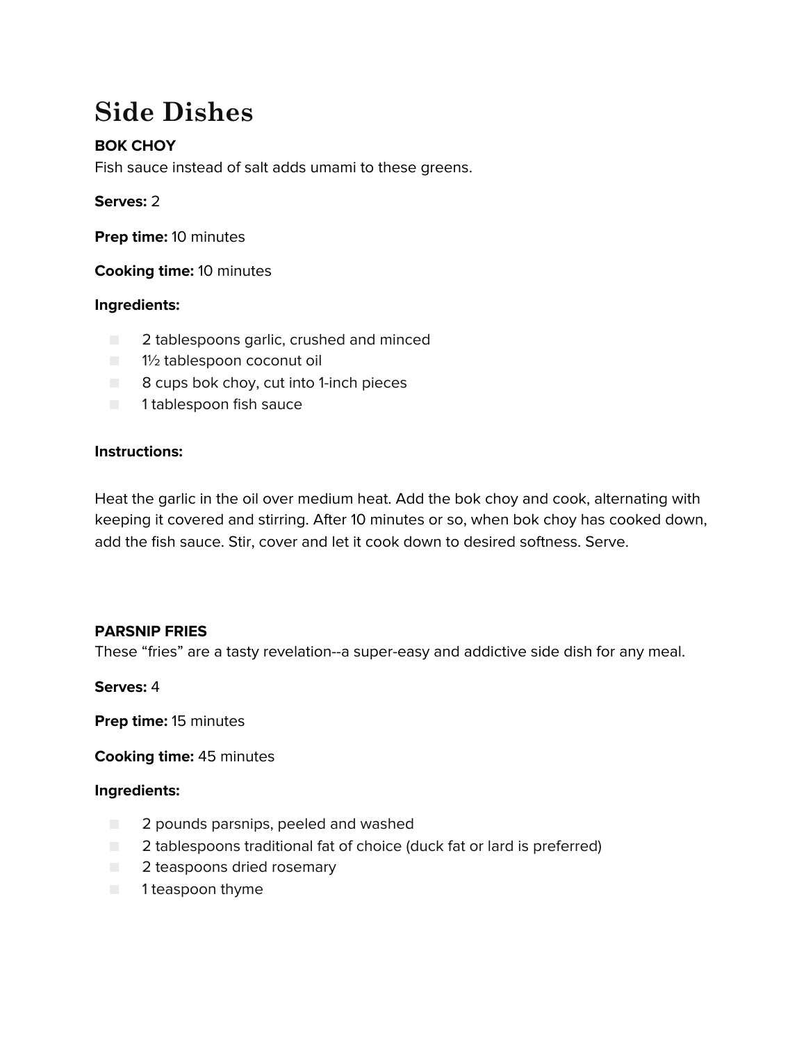# Side Dishes

### BOK CHOY

Fish sauce instead of salt adds umami to these greens.

**Serves:** 2

**Prep time:** 10 minutes

**Cooking time:** 10 minutes

**Ingredients:**

- 2 tablespoons garlic, crushed and minced
- 1½ tablespoon coconut oil
- 8 cups bok choy, cut into 1-inch pieces
- 1 tablespoon fish sauce

**Instructions:**

Heat the garlic in the oil over medium heat. Add the bok choy and cook, alternating with keeping it covered and stirring. After 10 minutes or so, when bok choy has cooked down, add the fish sauce. Stir, cover and let it cook down to desired softness. Serve.

### PARSNIP FRIES

These “fries” are a tasty revelation--a super-easy and addictive side dish for any meal.

**Serves:** 4

**Prep time:** 15 minutes

**Cooking time:** 45 minutes

**Ingredients:**

- 2 pounds parsnips, peeled and washed
- 2 tablespoons traditional fat of choice (duck fat or lard is preferred)
- 2 teaspoons dried rosemary
- 1 teaspoon thyme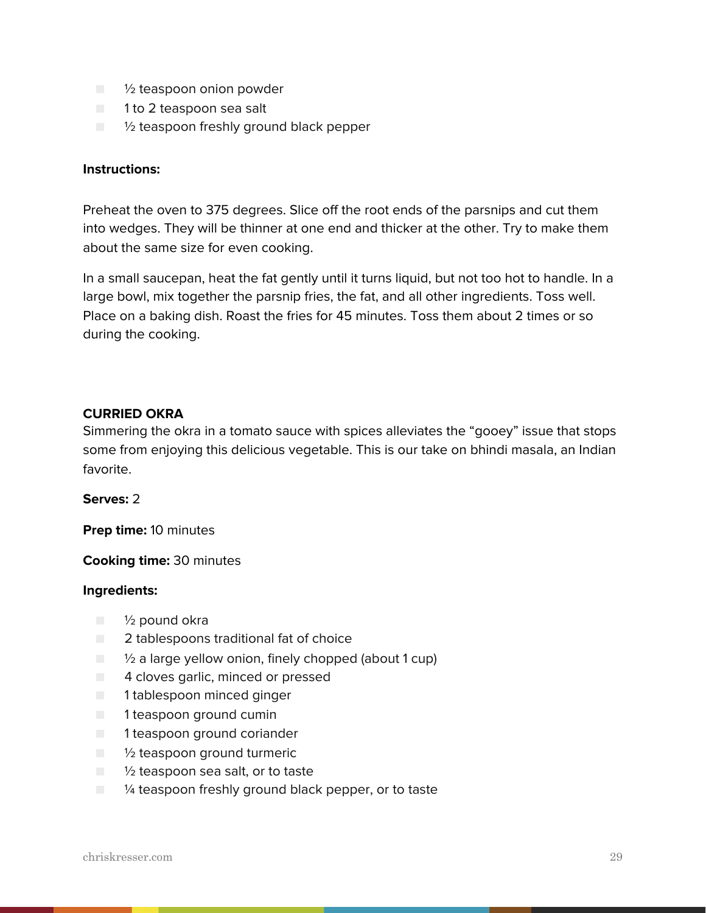- ½ teaspoon onion powder
- 1 to 2 teaspoon sea salt
- ½ teaspoon freshly ground black pepper

**Instructions:**

Preheat the oven to 375 degrees. Slice off the root ends of the parsnips and cut them into wedges. They will be thinner at one end and thicker at the other. Try to make them about the same size for even cooking.

In a small saucepan, heat the fat gently until it turns liquid, but not too hot to handle. In a large bowl, mix together the parsnip fries, the fat, and all other ingredients. Toss well. Place on a baking dish. Roast the fries for 45 minutes. Toss them about 2 times or so during the cooking.

**CURRIED OKRA**

Simmering the okra in a tomato sauce with spices alleviates the "gooey" issue that stops some from enjoying this delicious vegetable. This is our take on bhindi masala, an Indian favorite.

**Serves:** 2

**Prep time:** 10 minutes

**Cooking time:** 30 minutes

**Ingredients:**

- ½ pound okra
- 2 tablespoons traditional fat of choice
- ½ a large yellow onion, finely chopped (about 1 cup)
- 4 cloves garlic, minced or pressed
- 1 tablespoon minced ginger
- 1 teaspoon ground cumin
- 1 teaspoon ground coriander
- ½ teaspoon ground turmeric
- ½ teaspoon sea salt, or to taste
- ¼ teaspoon freshly ground black pepper, or to taste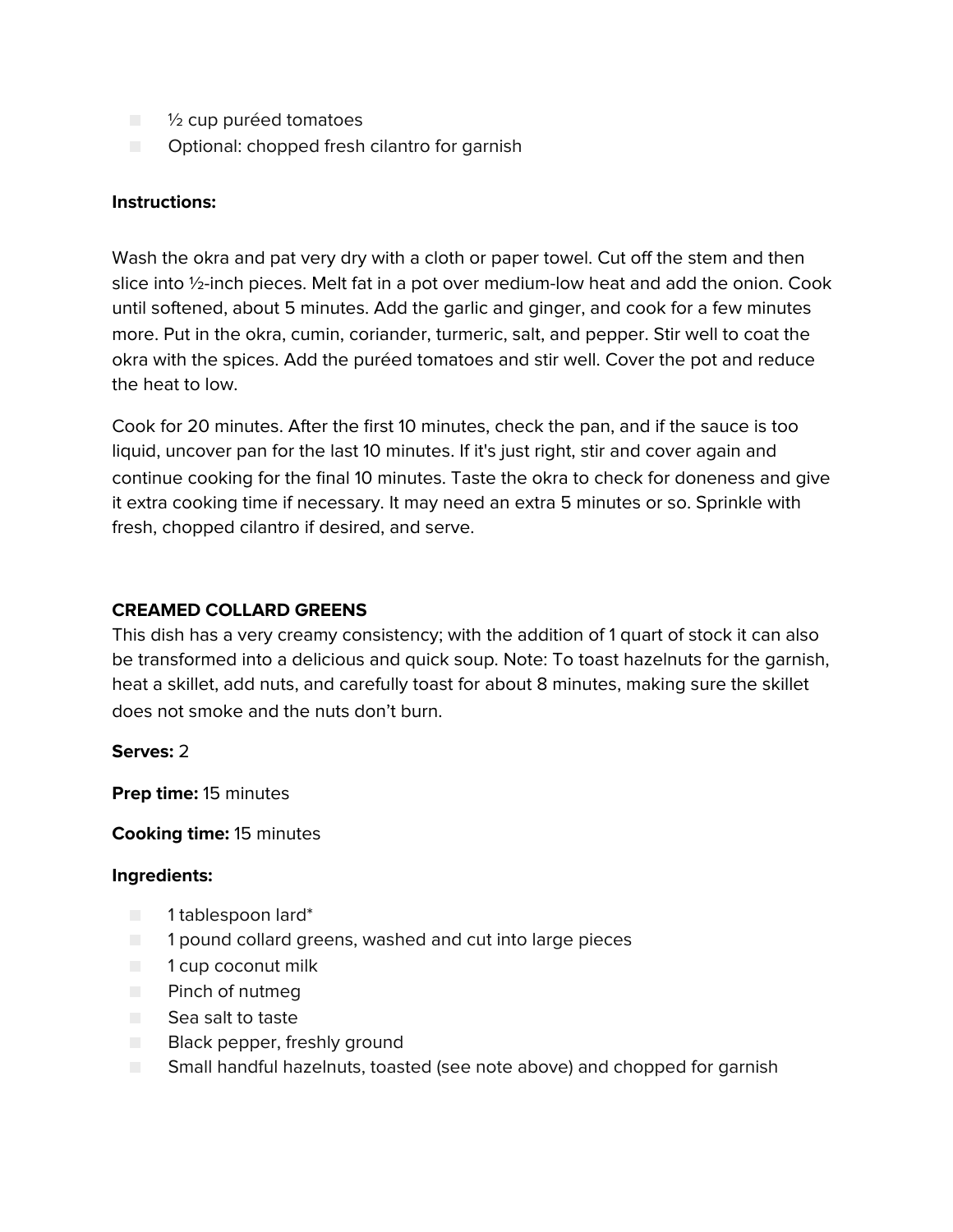- ½ cup puréed tomatoes
- Optional: chopped fresh cilantro for garnish

**Instructions:**

Wash the okra and pat very dry with a cloth or paper towel. Cut off the stem and then slice into ½-inch pieces. Melt fat in a pot over medium-low heat and add the onion. Cook until softened, about 5 minutes. Add the garlic and ginger, and cook for a few minutes more. Put in the okra, cumin, coriander, turmeric, salt, and pepper. Stir well to coat the okra with the spices. Add the puréed tomatoes and stir well. Cover the pot and reduce the heat to low.

Cook for 20 minutes. After the first 10 minutes, check the pan, and if the sauce is too liquid, uncover pan for the last 10 minutes. If it's just right, stir and cover again and continue cooking for the final 10 minutes. Taste the okra to check for doneness and give it extra cooking time if necessary. It may need an extra 5 minutes or so. Sprinkle with fresh, chopped cilantro if desired, and serve.

## CREAMED COLLARD GREENS

This dish has a very creamy consistency; with the addition of 1 quart of stock it can also be transformed into a delicious and quick soup. Note: To toast hazelnuts for the garnish, heat a skillet, add nuts, and carefully toast for about 8 minutes, making sure the skillet does not smoke and the nuts don't burn.

**Serves:** 2

**Prep time:** 15 minutes

**Cooking time:** 15 minutes

**Ingredients:**

- 1 tablespoon lard*
- 1 pound collard greens, washed and cut into large pieces
- 1 cup coconut milk
- Pinch of nutmeg
- Sea salt to taste
- Black pepper, freshly ground
- Small handful hazelnuts, toasted (see note above) and chopped for garnish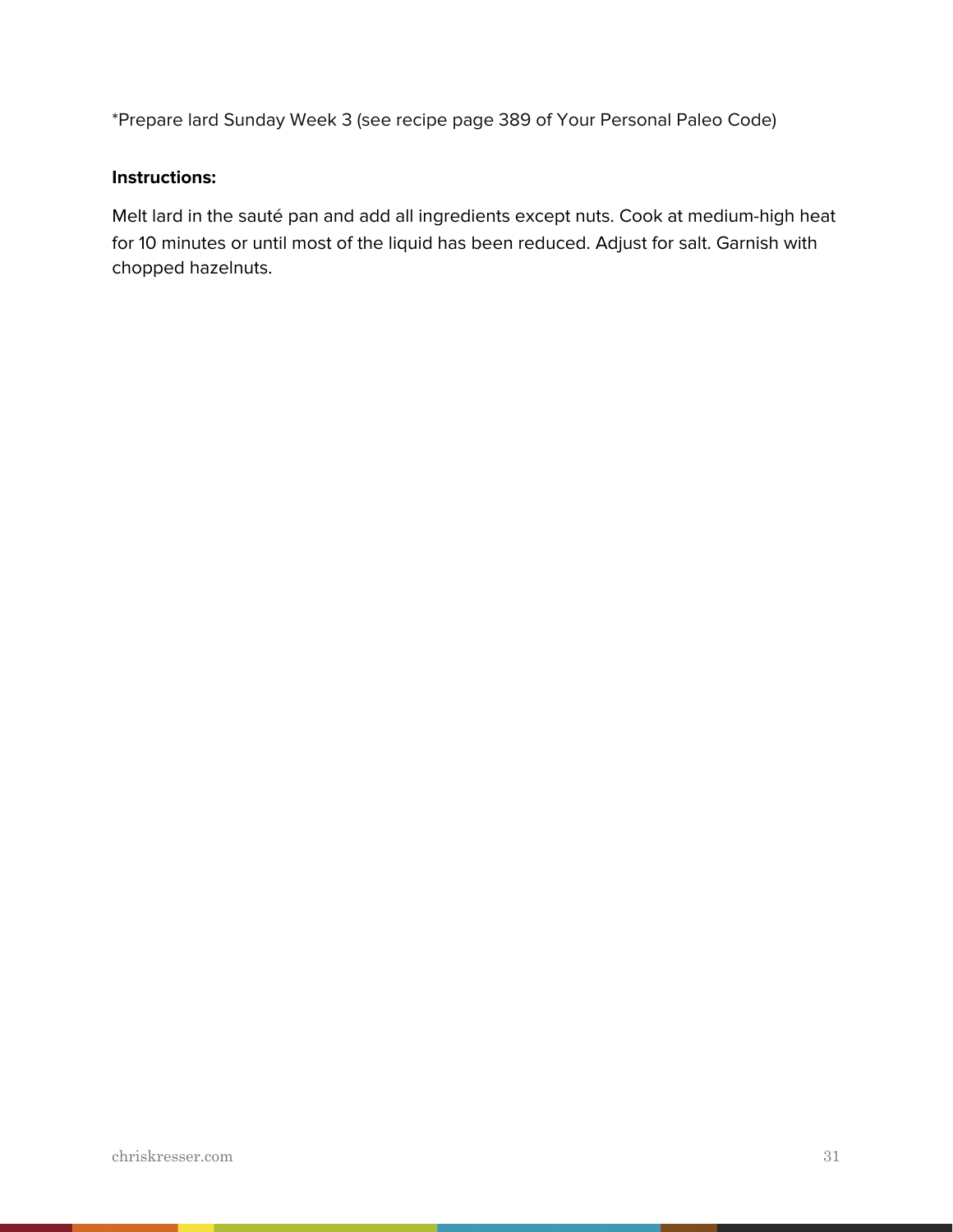*Prepare lard Sunday Week 3 (see recipe page 389 of Your Personal Paleo Code)

**Instructions:**

Melt lard in the sauté pan and add all ingredients except nuts. Cook at medium-high heat for 10 minutes or until most of the liquid has been reduced. Adjust for salt. Garnish with chopped hazelnuts.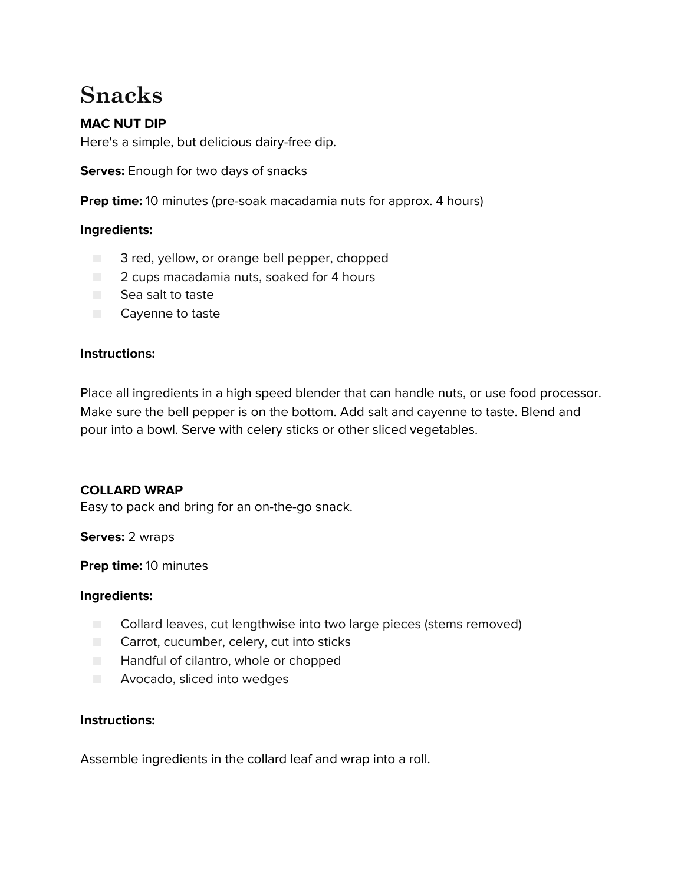# Snacks

**MAC NUT DIP**
Here's a simple, but delicious dairy-free dip.

**Serves:** Enough for two days of snacks

**Prep time:** 10 minutes (pre-soak macadamia nuts for approx. 4 hours)

**Ingredients:**

- 3 red, yellow, or orange bell pepper, chopped
- 2 cups macadamia nuts, soaked for 4 hours
- Sea salt to taste
- Cayenne to taste

**Instructions:**

Place all ingredients in a high speed blender that can handle nuts, or use food processor. Make sure the bell pepper is on the bottom. Add salt and cayenne to taste. Blend and pour into a bowl. Serve with celery sticks or other sliced vegetables.

**COLLARD WRAP**
Easy to pack and bring for an on-the-go snack.

**Serves:** 2 wraps

**Prep time:** 10 minutes

**Ingredients:**

- Collard leaves, cut lengthwise into two large pieces (stems removed)
- Carrot, cucumber, celery, cut into sticks
- Handful of cilantro, whole or chopped
- Avocado, sliced into wedges

**Instructions:**

Assemble ingredients in the collard leaf and wrap into a roll.